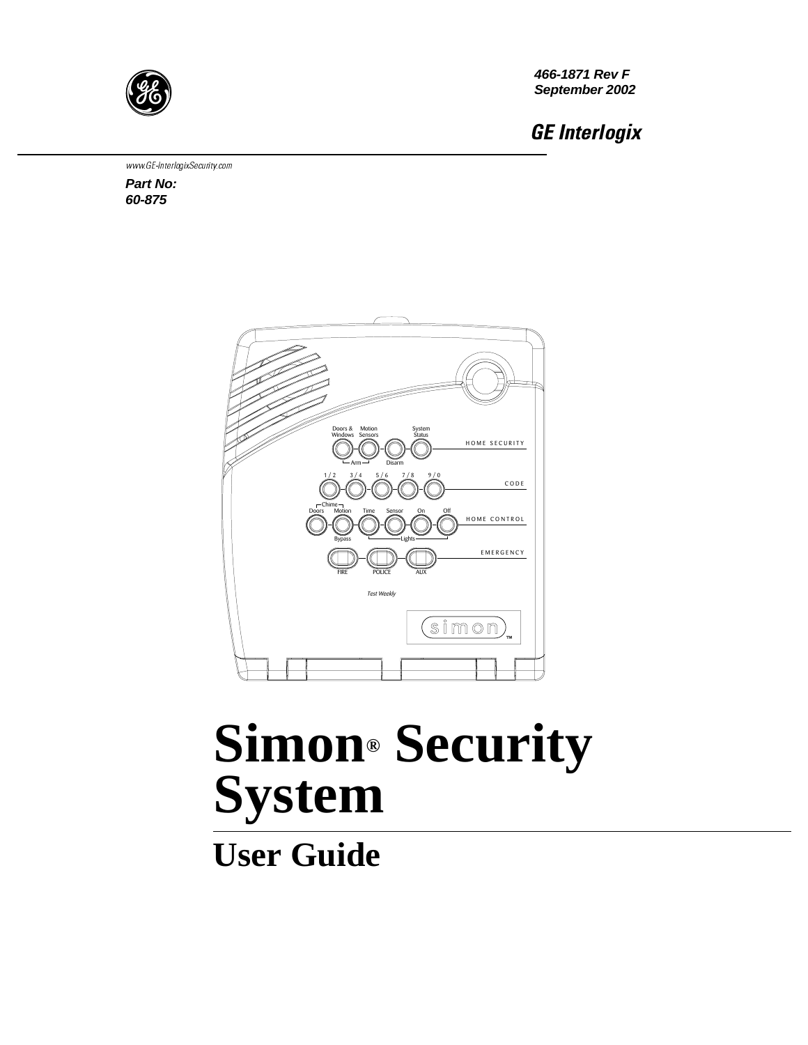466-1871 Rev F
September 2002

**GE Interlogix**

www.GE-InterlogixSecurity.com

**Part No: 60-875**

# Simon® Security System

## User Guide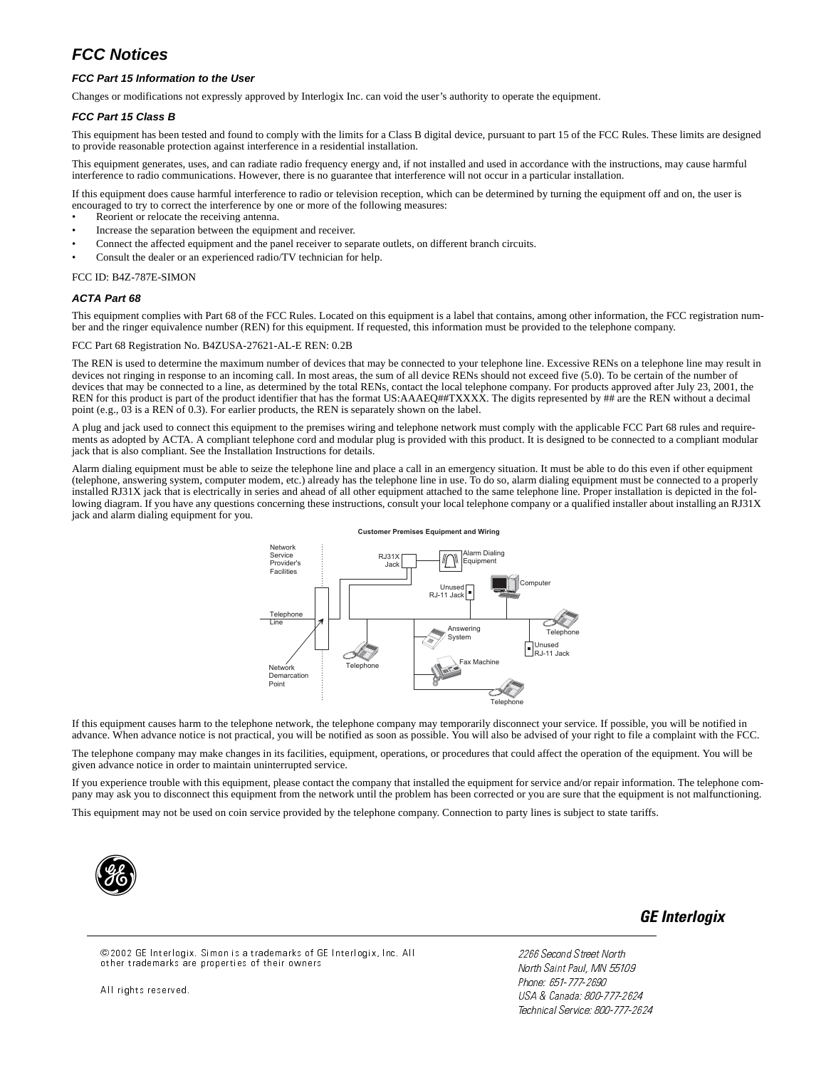# FCC Notices

### FCC Part 15 Information to the User

Changes or modifications not expressly approved by Interlogix Inc. can void the user's authority to operate the equipment.

### FCC Part 15 Class B

This equipment has been tested and found to comply with the limits for a Class B digital device, pursuant to part 15 of the FCC Rules. These limits are designed to provide reasonable protection against interference in a residential installation.

This equipment generates, uses, and can radiate radio frequency energy and, if not installed and used in accordance with the instructions, may cause harmful interference to radio communications. However, there is no guarantee that interference will not occur in a particular installation.

If this equipment does cause harmful interference to radio or television reception, which can be determined by turning the equipment off and on, the user is encouraged to try to correct the interference by one or more of the following measures:

- Reorient or relocate the receiving antenna.
- Increase the separation between the equipment and receiver.
- Connect the affected equipment and the panel receiver to separate outlets, on different branch circuits.
- Consult the dealer or an experienced radio/TV technician for help.

FCC ID: B4Z-787E-SIMON

### ACTA Part 68

This equipment complies with Part 68 of the FCC Rules. Located on this equipment is a label that contains, among other information, the FCC registration number and the ringer equivalence number (REN) for this equipment. If requested, this information must be provided to the telephone company.

FCC Part 68 Registration No. B4ZUSA-27621-AL-E REN: 0.2B

The REN is used to determine the maximum number of devices that may be connected to your telephone line. Excessive RENs on a telephone line may result in devices not ringing in response to an incoming call. In most areas, the sum of all device RENs should not exceed five (5.0). To be certain of the number of devices that may be connected to a line, as determined by the total RENs, contact the local telephone company. For products approved after July 23, 2001, the REN for this product is part of the product identifier that has the format US:AAAEQ##TXXXX. The digits represented by ## are the REN without a decimal point (e.g., 03 is a REN of 0.3). For earlier products, the REN is separately shown on the label.

A plug and jack used to connect this equipment to the premises wiring and telephone network must comply with the applicable FCC Part 68 rules and requirements as adopted by ACTA. A compliant telephone cord and modular plug is provided with this product. It is designed to be connected to a compliant modular jack that is also compliant. See the Installation Instructions for details.

Alarm dialing equipment must be able to seize the telephone line and place a call in an emergency situation. It must be able to do this even if other equipment (telephone, answering system, computer modem, etc.) already has the telephone line in use. To do so, alarm dialing equipment must be connected to a properly installed RJ31X jack that is electrically in series and ahead of all other equipment attached to the same telephone line. Proper installation is depicted in the following diagram. If you have any questions concerning these instructions, consult your local telephone company or a qualified installer about installing an RJ31X jack and alarm dialing equipment for you.

**Customer Premises Equipment and Wiring**

Network Service Provider's Facilities — RJ31X Jack — Alarm Dialing Equipment — Computer — Unused RJ-11 Jack — Telephone Line — Telephone — Answering System — Unused RJ-11 Jack — Fax Machine — Network Demarcation Point — Telephone — Telephone

If this equipment causes harm to the telephone network, the telephone company may temporarily disconnect your service. If possible, you will be notified in advance. When advance notice is not practical, you will be notified as soon as possible. You will also be advised of your right to file a complaint with the FCC.

The telephone company may make changes in its facilities, equipment, operations, or procedures that could affect the operation of the equipment. You will be given advance notice in order to maintain uninterrupted service.

If you experience trouble with this equipment, please contact the company that installed the equipment for service and/or repair information. The telephone company may ask you to disconnect this equipment from the network until the problem has been corrected or you are sure that the equipment is not malfunctioning.

This equipment may not be used on coin service provided by the telephone company. Connection to party lines is subject to state tariffs.

**GE Interlogix**

©2002 GE Interlogix. Simon is a trademarks of GE Interlogix, Inc. All other trademarks are properties of their owners

All rights reserved.

*2266 Second Street North*
*North Saint Paul, MN 55109*
*Phone: 651-777-2690*
*USA & Canada: 800-777-2624*
*Technical Service: 800-777-2624*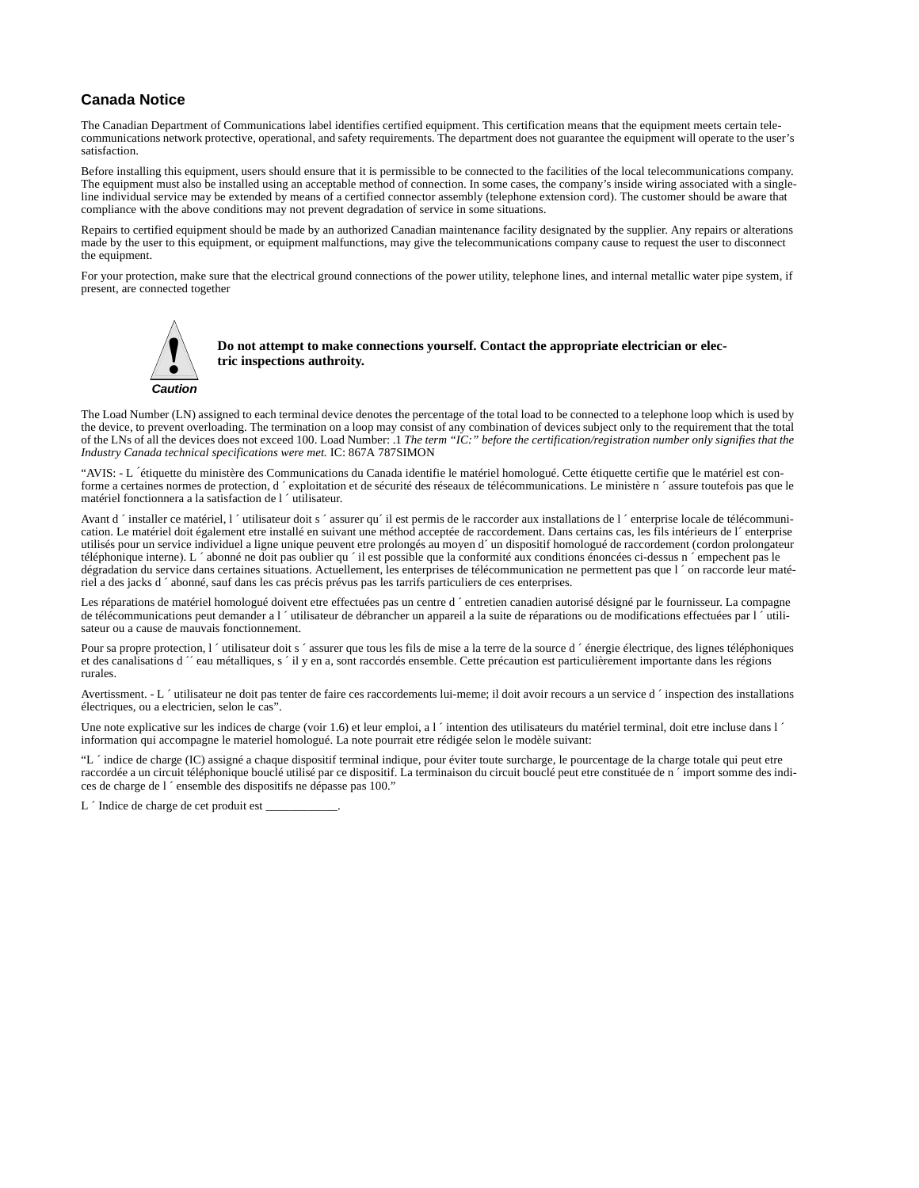## Canada Notice

The Canadian Department of Communications label identifies certified equipment. This certification means that the equipment meets certain telecommunications network protective, operational, and safety requirements. The department does not guarantee the equipment will operate to the user's satisfaction.

Before installing this equipment, users should ensure that it is permissible to be connected to the facilities of the local telecommunications company. The equipment must also be installed using an acceptable method of connection. In some cases, the company's inside wiring associated with a single-line individual service may be extended by means of a certified connector assembly (telephone extension cord). The customer should be aware that compliance with the above conditions may not prevent degradation of service in some situations.

Repairs to certified equipment should be made by an authorized Canadian maintenance facility designated by the supplier. Any repairs or alterations made by the user to this equipment, or equipment malfunctions, may give the telecommunications company cause to request the user to disconnect the equipment.

For your protection, make sure that the electrical ground connections of the power utility, telephone lines, and internal metallic water pipe system, if present, are connected together

*Caution*

**Do not attempt to make connections yourself. Contact the appropriate electrician or electric inspections authroity.**

The Load Number (LN) assigned to each terminal device denotes the percentage of the total load to be connected to a telephone loop which is used by the device, to prevent overloading. The termination on a loop may consist of any combination of devices subject only to the requirement that the total of the LNs of all the devices does not exceed 100. Load Number: .1 *The term "IC:" before the certification/registration number only signifies that the Industry Canada technical specifications were met.* IC: 867A 787SIMON

"AVIS: - L ´étiquette du ministère des Communications du Canada identifie le matériel homologué. Cette étiquette certifie que le matériel est conforme a certaines normes de protection, d ´ exploitation et de sécurité des réseaux de télécommunications. Le ministère n ´ assure toutefois pas que le matériel fonctionnera a la satisfaction de l ´ utilisateur.

Avant d ´ installer ce matériel, l ´ utilisateur doit s ´ assurer qu´ il est permis de le raccorder aux installations de l ´ enterprise locale de télécommunication. Le matériel doit également etre installé en suivant une méthod acceptée de raccordement. Dans certains cas, les fils intérieurs de l´ enterprise utilisés pour un service individuel a ligne unique peuvent etre prolongés au moyen d´ un dispositif homologué de raccordement (cordon prolongateur téléphonique interne). L ´ abonné ne doit pas oublier qu ´ il est possible que la conformité aux conditions énoncées ci-dessus n ´ empechent pas le dégradation du service dans certaines situations. Actuellement, les enterprises de télécommunication ne permettent pas que l ´ on raccorde leur matériel a des jacks d ´ abonné, sauf dans les cas précis prévus pas les tarrifs particuliers de ces enterprises.

Les réparations de matériel homologué doivent etre effectuées pas un centre d ´ entretien canadien autorisé désigné par le fournisseur. La compagne de télécommunications peut demander a l ´ utilisateur de débrancher un appareil a la suite de réparations ou de modifications effectuées par l ´ utilisateur ou a cause de mauvais fonctionnement.

Pour sa propre protection, l ´ utilisateur doit s ´ assurer que tous les fils de mise a la terre de la source d ´ énergie électrique, des lignes téléphoniques et des canalisations d ´´ eau métalliques, s ´ il y en a, sont raccordés ensemble. Cette précaution est particulièrement importante dans les régions rurales.

Avertissment. - L ´ utilisateur ne doit pas tenter de faire ces raccordements lui-meme; il doit avoir recours a un service d ´ inspection des installations électriques, ou a electricien, selon le cas".

Une note explicative sur les indices de charge (voir 1.6) et leur emploi, a l ´ intention des utilisateurs du matériel terminal, doit etre incluse dans l ´ information qui accompagne le materiel homologué. La note pourrait etre rédigée selon le modèle suivant:

"L ´ indice de charge (IC) assigné a chaque dispositif terminal indique, pour éviter toute surcharge, le pourcentage de la charge totale qui peut etre raccordée a un circuit téléphonique bouclé utilisé par ce dispositif. La terminaison du circuit bouclé peut etre constituée de n ´ import somme des indices de charge de l ´ ensemble des dispositifs ne dépasse pas 100."

L ´ Indice de charge de cet produit est ____________.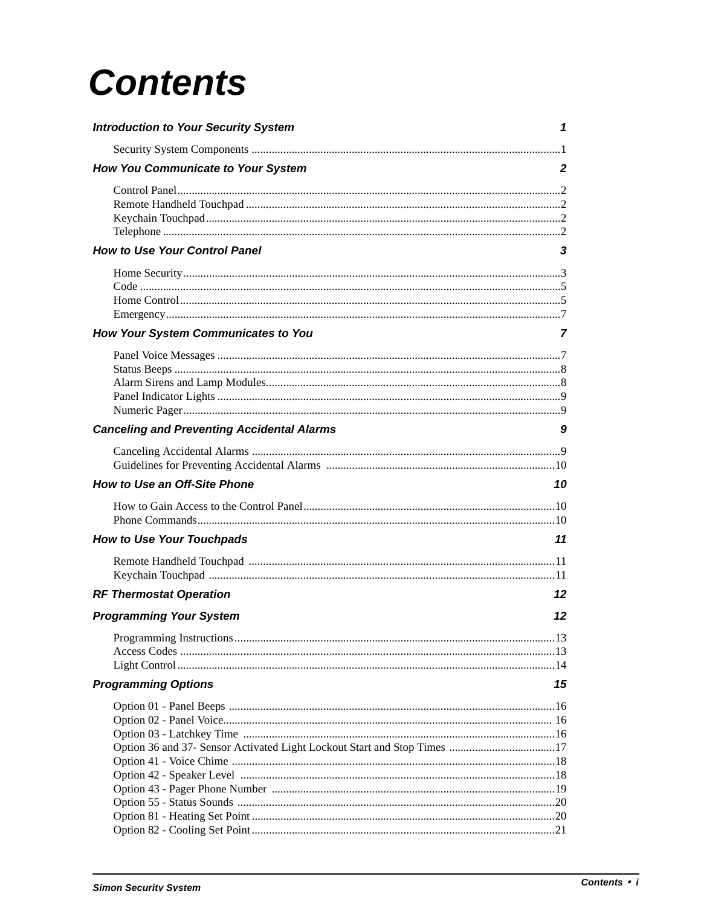# Contents

**Introduction to Your Security System** **1**

- Security System Components ... 1

**How You Communicate to Your System** **2**

- Control Panel ... 2
- Remote Handheld Touchpad ... 2
- Keychain Touchpad ... 2
- Telephone ... 2

**How to Use Your Control Panel** **3**

- Home Security ... 3
- Code ... 5
- Home Control ... 5
- Emergency ... 7

**How Your System Communicates to You** **7**

- Panel Voice Messages ... 7
- Status Beeps ... 8
- Alarm Sirens and Lamp Modules ... 8
- Panel Indicator Lights ... 9
- Numeric Pager ... 9

**Canceling and Preventing Accidental Alarms** **9**

- Canceling Accidental Alarms ... 9
- Guidelines for Preventing Accidental Alarms ... 10

**How to Use an Off-Site Phone** **10**

- How to Gain Access to the Control Panel ... 10
- Phone Commands ... 10

**How to Use Your Touchpads** **11**

- Remote Handheld Touchpad ... 11
- Keychain Touchpad ... 11

**RF Thermostat Operation** **12**

**Programming Your System** **12**

- Programming Instructions ... 13
- Access Codes ... 13
- Light Control ... 14

**Programming Options** **15**

- Option 01 - Panel Beeps ... 16
- Option 02 - Panel Voice ... 16
- Option 03 - Latchkey Time ... 16
- Option 36 and 37- Sensor Activated Light Lockout Start and Stop Times ... 17
- Option 41 - Voice Chime ... 18
- Option 42 - Speaker Level ... 18
- Option 43 - Pager Phone Number ... 19
- Option 55 - Status Sounds ... 20
- Option 81 - Heating Set Point ... 20
- Option 82 - Cooling Set Point ... 21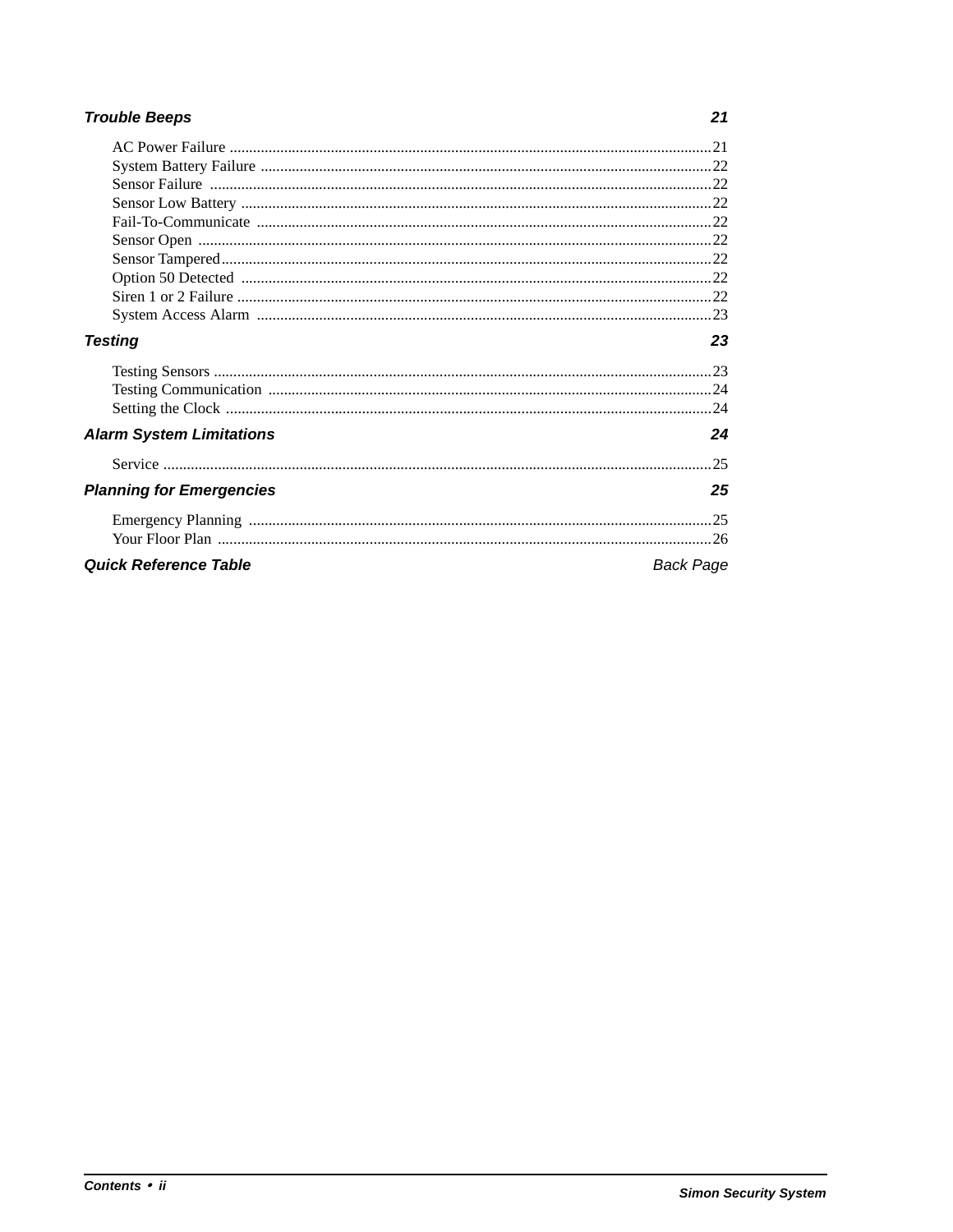### Trouble Beeps — 21

- AC Power Failure ........ 21
- System Battery Failure ........ 22
- Sensor Failure ........ 22
- Sensor Low Battery ........ 22
- Fail-To-Communicate ........ 22
- Sensor Open ........ 22
- Sensor Tampered ........ 22
- Option 50 Detected ........ 22
- Siren 1 or 2 Failure ........ 22
- System Access Alarm ........ 23

### Testing — 23

- Testing Sensors ........ 23
- Testing Communication ........ 24
- Setting the Clock ........ 24

### Alarm System Limitations — 24

- Service ........ 25

### Planning for Emergencies — 25

- Emergency Planning ........ 25
- Your Floor Plan ........ 26

### Quick Reference Table — Back Page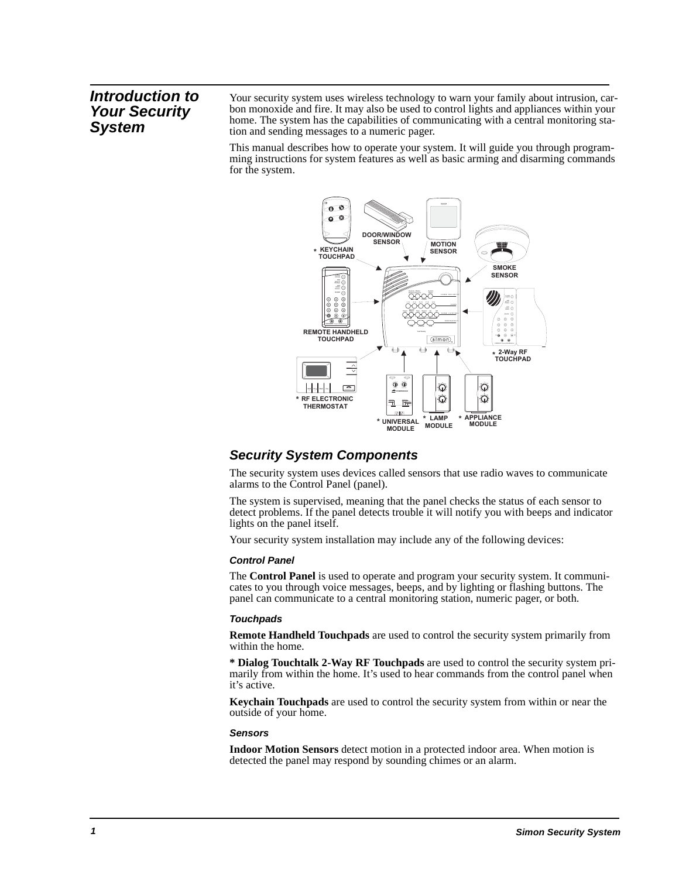# Introduction to Your Security System

Your security system uses wireless technology to warn your family about intrusion, carbon monoxide and fire. It may also be used to control lights and appliances within your home. The system has the capabilities of communicating with a central monitoring station and sending messages to a numeric pager.

This manual describes how to operate your system. It will guide you through programming instructions for system features as well as basic arming and disarming commands for the system.

## Security System Components

The security system uses devices called sensors that use radio waves to communicate alarms to the Control Panel (panel).

The system is supervised, meaning that the panel checks the status of each sensor to detect problems. If the panel detects trouble it will notify you with beeps and indicator lights on the panel itself.

Your security system installation may include any of the following devices:

### Control Panel

The **Control Panel** is used to operate and program your security system. It communicates to you through voice messages, beeps, and by lighting or flashing buttons. The panel can communicate to a central monitoring station, numeric pager, or both.

### Touchpads

**Remote Handheld Touchpads** are used to control the security system primarily from within the home.

**\* Dialog Touchtalk 2-Way RF Touchpads** are used to control the security system primarily from within the home. It's used to hear commands from the control panel when it's active.

**Keychain Touchpads** are used to control the security system from within or near the outside of your home.

### Sensors

**Indoor Motion Sensors** detect motion in a protected indoor area. When motion is detected the panel may respond by sounding chimes or an alarm.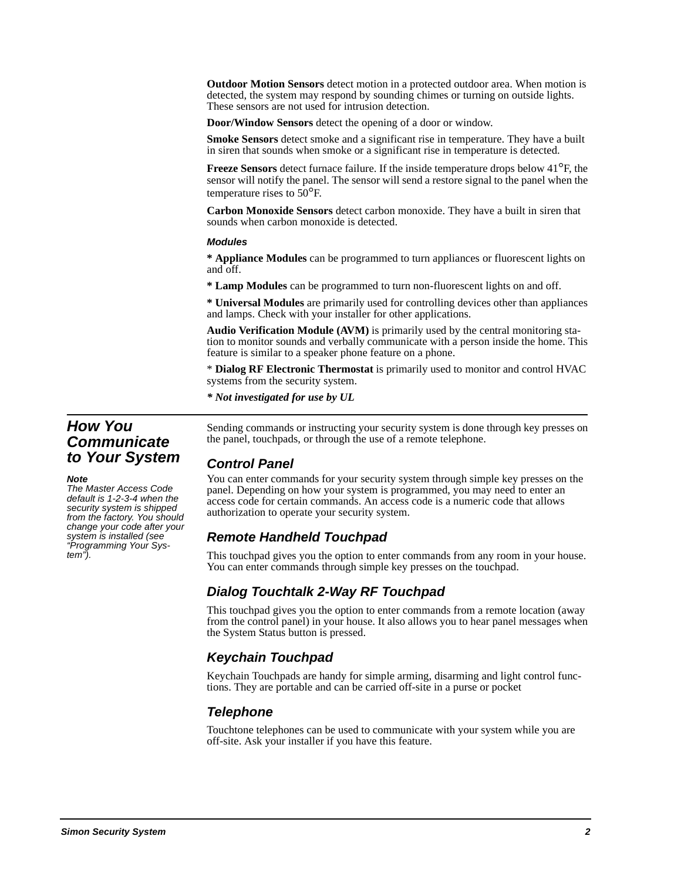**Outdoor Motion Sensors** detect motion in a protected outdoor area. When motion is detected, the system may respond by sounding chimes or turning on outside lights. These sensors are not used for intrusion detection.

**Door/Window Sensors** detect the opening of a door or window.

**Smoke Sensors** detect smoke and a significant rise in temperature. They have a built in siren that sounds when smoke or a significant rise in temperature is detected.

**Freeze Sensors** detect furnace failure. If the inside temperature drops below 41°F, the sensor will notify the panel. The sensor will send a restore signal to the panel when the temperature rises to 50°F.

**Carbon Monoxide Sensors** detect carbon monoxide. They have a built in siren that sounds when carbon monoxide is detected.

***Modules***

**\* Appliance Modules** can be programmed to turn appliances or fluorescent lights on and off.

**\* Lamp Modules** can be programmed to turn non-fluorescent lights on and off.

**\* Universal Modules** are primarily used for controlling devices other than appliances and lamps. Check with your installer for other applications.

**Audio Verification Module (AVM)** is primarily used by the central monitoring station to monitor sounds and verbally communicate with a person inside the home. This feature is similar to a speaker phone feature on a phone.

\* **Dialog RF Electronic Thermostat** is primarily used to monitor and control HVAC systems from the security system.

***\* Not investigated for use by UL***

## How You Communicate to Your System

> ***Note***
> *The Master Access Code default is 1-2-3-4 when the security system is shipped from the factory. You should change your code after your system is installed (see "Programming Your System").*

Sending commands or instructing your security system is done through key presses on the panel, touchpads, or through the use of a remote telephone.

### Control Panel

You can enter commands for your security system through simple key presses on the panel. Depending on how your system is programmed, you may need to enter an access code for certain commands. An access code is a numeric code that allows authorization to operate your security system.

### Remote Handheld Touchpad

This touchpad gives you the option to enter commands from any room in your house. You can enter commands through simple key presses on the touchpad.

### Dialog Touchtalk 2-Way RF Touchpad

This touchpad gives you the option to enter commands from a remote location (away from the control panel) in your house. It also allows you to hear panel messages when the System Status button is pressed.

### Keychain Touchpad

Keychain Touchpads are handy for simple arming, disarming and light control functions. They are portable and can be carried off-site in a purse or pocket

### Telephone

Touchtone telephones can be used to communicate with your system while you are off-site. Ask your installer if you have this feature.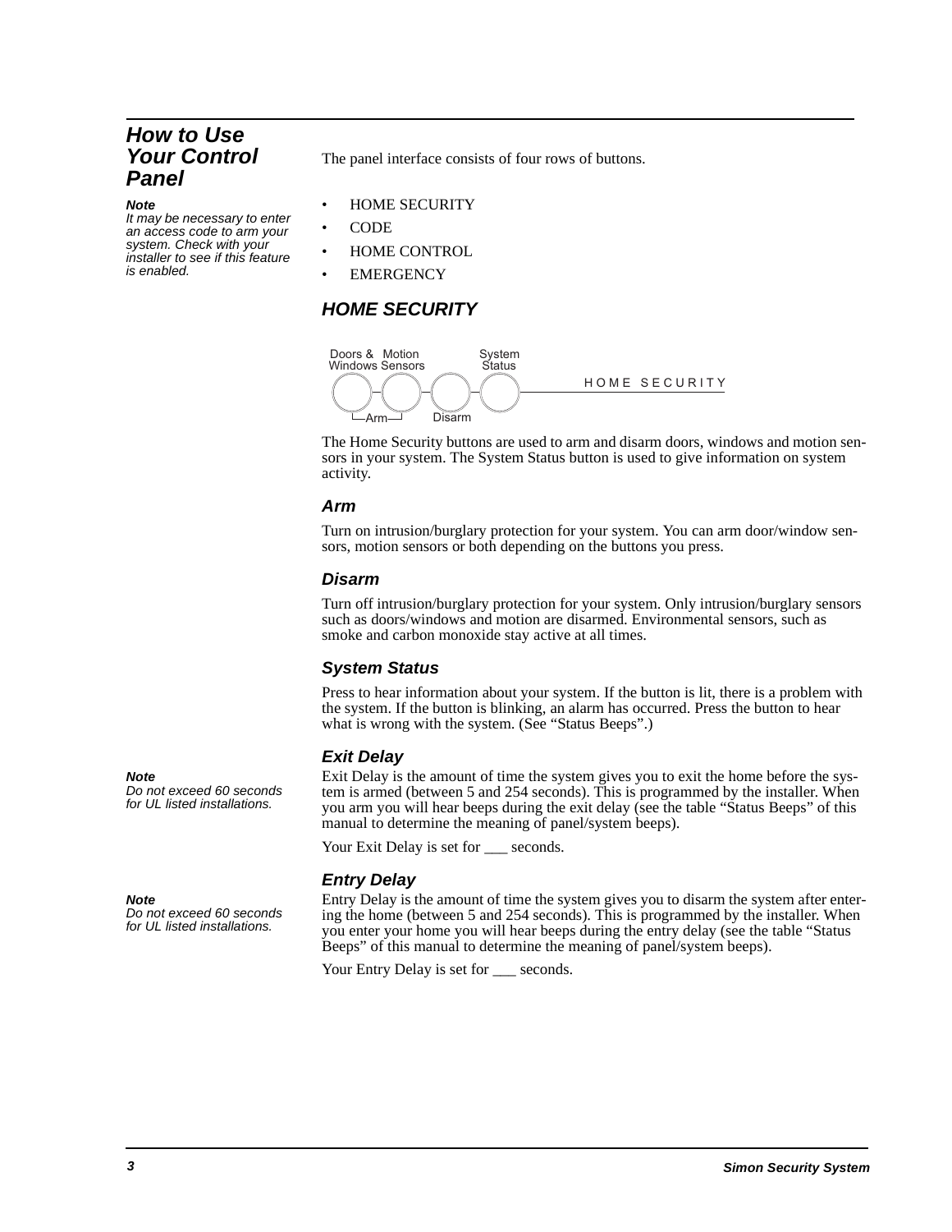## How to Use Your Control Panel

*Note*
*It may be necessary to enter an access code to arm your system. Check with your installer to see if this feature is enabled.*

The panel interface consists of four rows of buttons.

- HOME SECURITY
- CODE
- HOME CONTROL
- EMERGENCY

### HOME SECURITY

Doors & Windows | Motion Sensors | Disarm | System Status — HOME SECURITY
(Arm: Doors & Windows, Motion Sensors)

The Home Security buttons are used to arm and disarm doors, windows and motion sensors in your system. The System Status button is used to give information on system activity.

#### Arm

Turn on intrusion/burglary protection for your system. You can arm door/window sensors, motion sensors or both depending on the buttons you press.

#### Disarm

Turn off intrusion/burglary protection for your system. Only intrusion/burglary sensors such as doors/windows and motion are disarmed. Environmental sensors, such as smoke and carbon monoxide stay active at all times.

#### System Status

Press to hear information about your system. If the button is lit, there is a problem with the system. If the button is blinking, an alarm has occurred. Press the button to hear what is wrong with the system. (See "Status Beeps".)

#### Exit Delay

*Note*
*Do not exceed 60 seconds for UL listed installations.*

Exit Delay is the amount of time the system gives you to exit the home before the system is armed (between 5 and 254 seconds). This is programmed by the installer. When you arm you will hear beeps during the exit delay (see the table "Status Beeps" of this manual to determine the meaning of panel/system beeps).

Your Exit Delay is set for ___ seconds.

#### Entry Delay

*Note*
*Do not exceed 60 seconds for UL listed installations.*

Entry Delay is the amount of time the system gives you to disarm the system after entering the home (between 5 and 254 seconds). This is programmed by the installer. When you enter your home you will hear beeps during the entry delay (see the table "Status Beeps" of this manual to determine the meaning of panel/system beeps).

Your Entry Delay is set for ___ seconds.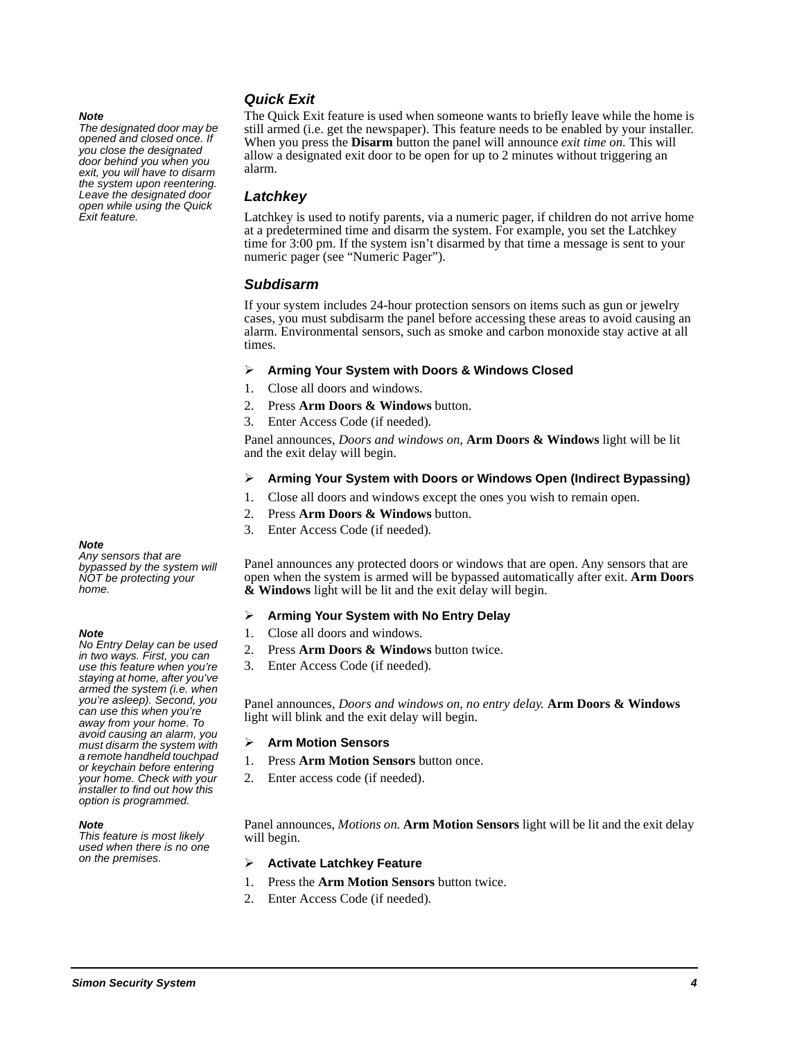### Quick Exit

> **Note**
> *The designated door may be opened and closed once. If you close the designated door behind you when you exit, you will have to disarm the system upon reentering. Leave the designated door open while using the Quick Exit feature.*

The Quick Exit feature is used when someone wants to briefly leave while the home is still armed (i.e. get the newspaper). This feature needs to be enabled by your installer. When you press the **Disarm** button the panel will announce *exit time on.* This will allow a designated exit door to be open for up to 2 minutes without triggering an alarm.

### Latchkey

Latchkey is used to notify parents, via a numeric pager, if children do not arrive home at a predetermined time and disarm the system. For example, you set the Latchkey time for 3:00 pm. If the system isn't disarmed by that time a message is sent to your numeric pager (see "Numeric Pager").

### Subdisarm

If your system includes 24-hour protection sensors on items such as gun or jewelry cases, you must subdisarm the panel before accessing these areas to avoid causing an alarm. Environmental sensors, such as smoke and carbon monoxide stay active at all times.

#### ➢ Arming Your System with Doors & Windows Closed

1. Close all doors and windows.
2. Press **Arm Doors & Windows** button.
3. Enter Access Code (if needed).

Panel announces, *Doors and windows on,* **Arm Doors & Windows** light will be lit and the exit delay will begin.

#### ➢ Arming Your System with Doors or Windows Open (Indirect Bypassing)

1. Close all doors and windows except the ones you wish to remain open.
2. Press **Arm Doors & Windows** button.
3. Enter Access Code (if needed).

> **Note**
> *Any sensors that are bypassed by the system will NOT be protecting your home.*

Panel announces any protected doors or windows that are open. Any sensors that are open when the system is armed will be bypassed automatically after exit. **Arm Doors & Windows** light will be lit and the exit delay will begin.

#### ➢ Arming Your System with No Entry Delay

> **Note**
> *No Entry Delay can be used in two ways. First, you can use this feature when you're staying at home, after you've armed the system (i.e. when you're asleep). Second, you can use this when you're away from your home. To avoid causing an alarm, you must disarm the system with a remote handheld touchpad or keychain before entering your home. Check with your installer to find out how this option is programmed.*

1. Close all doors and windows.
2. Press **Arm Doors & Windows** button twice.
3. Enter Access Code (if needed).

Panel announces, *Doors and windows on, no entry delay.* **Arm Doors & Windows** light will blink and the exit delay will begin.

#### ➢ Arm Motion Sensors

1. Press **Arm Motion Sensors** button once.
2. Enter access code (if needed).

> **Note**
> *This feature is most likely used when there is no one on the premises.*

Panel announces, *Motions on.* **Arm Motion Sensors** light will be lit and the exit delay will begin.

#### ➢ Activate Latchkey Feature

1. Press the **Arm Motion Sensors** button twice.
2. Enter Access Code (if needed).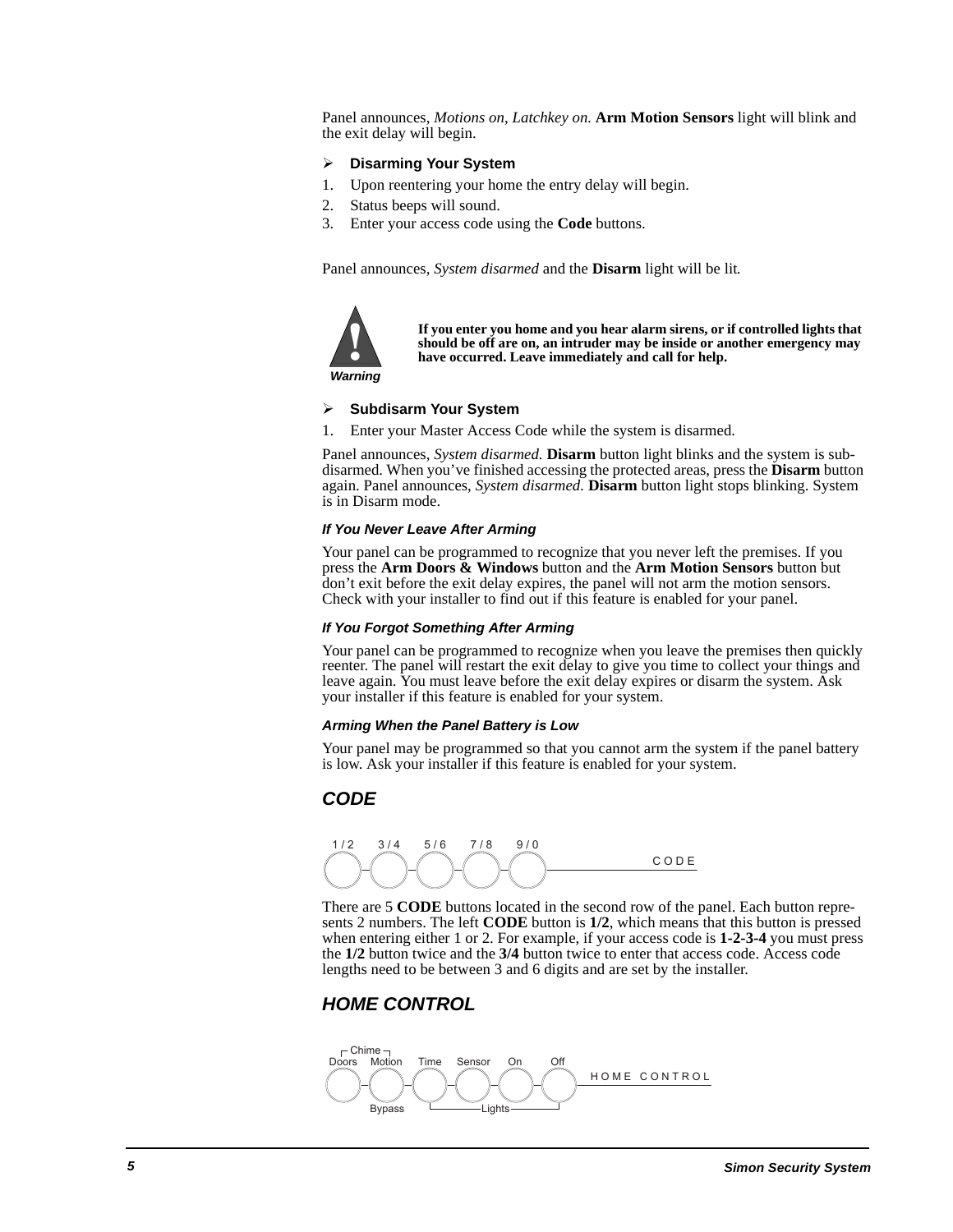Panel announces, *Motions on, Latchkey on.* **Arm Motion Sensors** light will blink and the exit delay will begin.

### Disarming Your System

1. Upon reentering your home the entry delay will begin.
2. Status beeps will sound.
3. Enter your access code using the **Code** buttons.

Panel announces, *System disarmed* and the **Disarm** light will be lit.

**Warning**

**If you enter you home and you hear alarm sirens, or if controlled lights that should be off are on, an intruder may be inside or another emergency may have occurred. Leave immediately and call for help.**

### Subdisarm Your System

1. Enter your Master Access Code while the system is disarmed.

Panel announces, *System disarmed.* **Disarm** button light blinks and the system is sub-disarmed. When you've finished accessing the protected areas, press the **Disarm** button again. Panel announces, *System disarmed.* **Disarm** button light stops blinking. System is in Disarm mode.

#### *If You Never Leave After Arming*

Your panel can be programmed to recognize that you never left the premises. If you press the **Arm Doors & Windows** button and the **Arm Motion Sensors** button but don't exit before the exit delay expires, the panel will not arm the motion sensors. Check with your installer to find out if this feature is enabled for your panel.

#### *If You Forgot Something After Arming*

Your panel can be programmed to recognize when you leave the premises then quickly reenter. The panel will restart the exit delay to give you time to collect your things and leave again. You must leave before the exit delay expires or disarm the system. Ask your installer if this feature is enabled for your system.

#### *Arming When the Panel Battery is Low*

Your panel may be programmed so that you cannot arm the system if the panel battery is low. Ask your installer if this feature is enabled for your system.

## *CODE*

1 / 2 3 / 4 5 / 6 7 / 8 9 / 0 CODE

There are 5 **CODE** buttons located in the second row of the panel. Each button represents 2 numbers. The left **CODE** button is **1/2**, which means that this button is pressed when entering either 1 or 2. For example, if your access code is **1-2-3-4** you must press the **1/2** button twice and the **3/4** button twice to enter that access code. Access code lengths need to be between 3 and 6 digits and are set by the installer.

## *HOME CONTROL*

Chime: Doors Motion Time Sensor On Off HOME CONTROL

Bypass Lights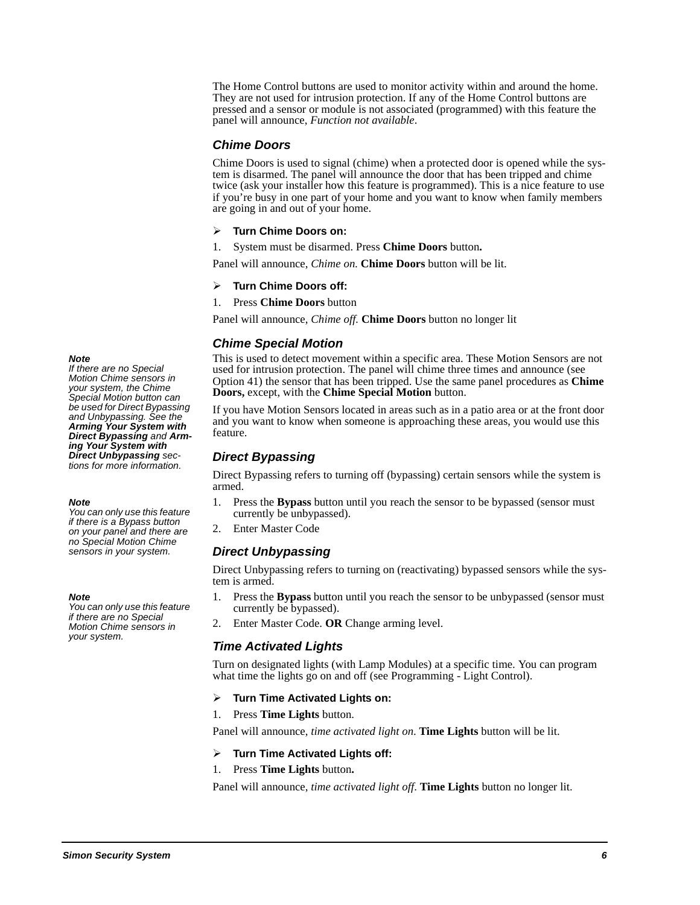The Home Control buttons are used to monitor activity within and around the home. They are not used for intrusion protection. If any of the Home Control buttons are pressed and a sensor or module is not associated (programmed) with this feature the panel will announce, *Function not available*.

### Chime Doors

Chime Doors is used to signal (chime) when a protected door is opened while the system is disarmed. The panel will announce the door that has been tripped and chime twice (ask your installer how this feature is programmed). This is a nice feature to use if you're busy in one part of your home and you want to know when family members are going in and out of your home.

➢ **Turn Chime Doors on:**

1. System must be disarmed. Press **Chime Doors** button**.**

Panel will announce, *Chime on.* **Chime Doors** button will be lit.

➢ **Turn Chime Doors off:**

1. Press **Chime Doors** button

Panel will announce, *Chime off.* **Chime Doors** button no longer lit

### Chime Special Motion

> ***Note***
> *If there are no Special Motion Chime sensors in your system, the Chime Special Motion button can be used for Direct Bypassing and Unbypassing. See the **Arming Your System with Direct Bypassing** and **Arming Your System with Direct Unbypassing** sections for more information.*

This is used to detect movement within a specific area. These Motion Sensors are not used for intrusion protection. The panel will chime three times and announce (see Option 41) the sensor that has been tripped. Use the same panel procedures as **Chime Doors,** except, with the **Chime Special Motion** button.

If you have Motion Sensors located in areas such as in a patio area or at the front door and you want to know when someone is approaching these areas, you would use this feature.

### Direct Bypassing

> ***Note***
> *You can only use this feature if there is a Bypass button on your panel and there are no Special Motion Chime sensors in your system.*

Direct Bypassing refers to turning off (bypassing) certain sensors while the system is armed.

1. Press the **Bypass** button until you reach the sensor to be bypassed (sensor must currently be unbypassed).
2. Enter Master Code

### Direct Unbypassing

> ***Note***
> *You can only use this feature if there are no Special Motion Chime sensors in your system.*

Direct Unbypassing refers to turning on (reactivating) bypassed sensors while the system is armed.

1. Press the **Bypass** button until you reach the sensor to be unbypassed (sensor must currently be bypassed).
2. Enter Master Code. **OR** Change arming level.

### Time Activated Lights

Turn on designated lights (with Lamp Modules) at a specific time. You can program what time the lights go on and off (see Programming - Light Control).

➢ **Turn Time Activated Lights on:**

1. Press **Time Lights** button.

Panel will announce, *time activated light on*. **Time Lights** button will be lit.

➢ **Turn Time Activated Lights off:**

1. Press **Time Lights** button**.**

Panel will announce, *time activated light off*. **Time Lights** button no longer lit.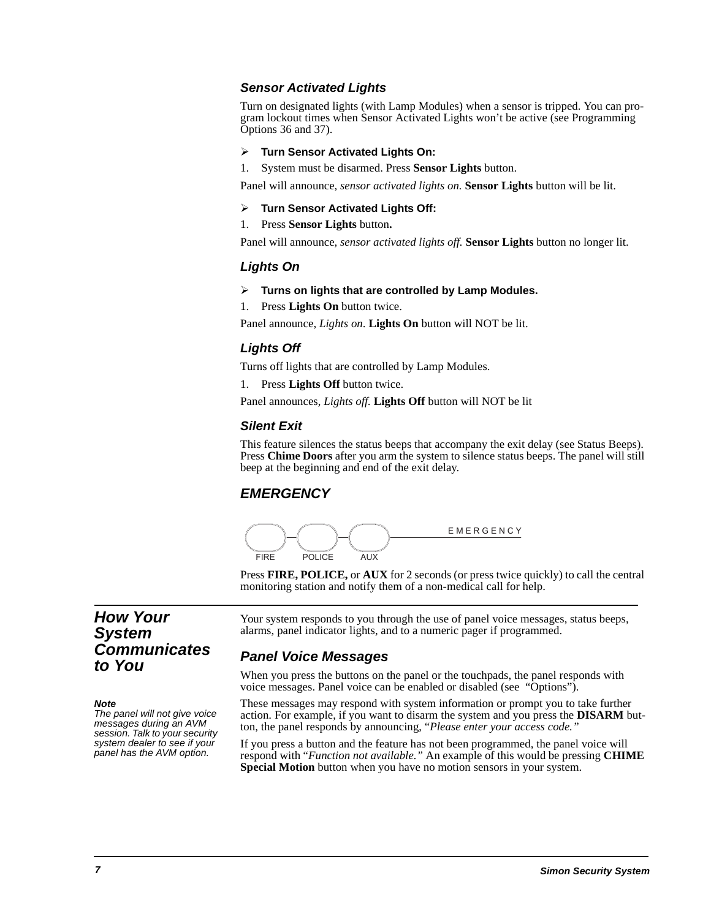### *Sensor Activated Lights*

Turn on designated lights (with Lamp Modules) when a sensor is tripped. You can program lockout times when Sensor Activated Lights won't be active (see Programming Options 36 and 37).

➢ **Turn Sensor Activated Lights On:**

1. System must be disarmed. Press **Sensor Lights** button.

Panel will announce, *sensor activated lights on.* **Sensor Lights** button will be lit.

➢ **Turn Sensor Activated Lights Off:**

1. Press **Sensor Lights** button**.**

Panel will announce, *sensor activated lights off.* **Sensor Lights** button no longer lit.

### *Lights On*

➢ **Turns on lights that are controlled by Lamp Modules.**

1. Press **Lights On** button twice.

Panel announce, *Lights on*. **Lights On** button will NOT be lit.

### *Lights Off*

Turns off lights that are controlled by Lamp Modules.

1. Press **Lights Off** button twice.

Panel announces, *Lights off.* **Lights Off** button will NOT be lit

### *Silent Exit*

This feature silences the status beeps that accompany the exit delay (see Status Beeps). Press **Chime Doors** after you arm the system to silence status beeps. The panel will still beep at the beginning and end of the exit delay.

## *EMERGENCY*

FIRE — POLICE — AUX — EMERGENCY

Press **FIRE, POLICE,** or **AUX** for 2 seconds (or press twice quickly) to call the central monitoring station and notify them of a non-medical call for help.

## *How Your System Communicates to You*

Your system responds to you through the use of panel voice messages, status beeps, alarms, panel indicator lights, and to a numeric pager if programmed.

***Note***
*The panel will not give voice messages during an AVM session. Talk to your security system dealer to see if your panel has the AVM option.*

### *Panel Voice Messages*

When you press the buttons on the panel or the touchpads, the panel responds with voice messages. Panel voice can be enabled or disabled (see "Options").

These messages may respond with system information or prompt you to take further action. For example, if you want to disarm the system and you press the **DISARM** button, the panel responds by announcing, "*Please enter your access code.*"

If you press a button and the feature has not been programmed, the panel voice will respond with "*Function not available.*" An example of this would be pressing **CHIME Special Motion** button when you have no motion sensors in your system.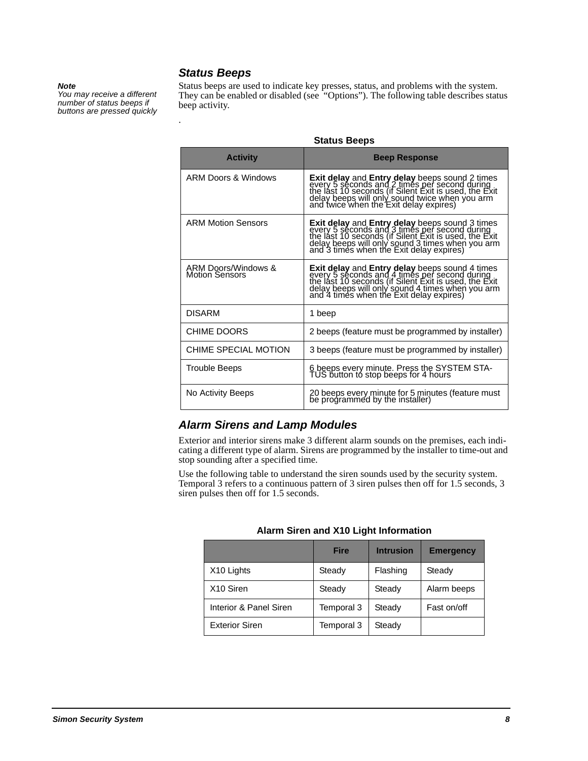### *Status Beeps*

> ***Note***
> *You may receive a different number of status beeps if buttons are pressed quickly*

Status beeps are used to indicate key presses, status, and problems with the system. They can be enabled or disabled (see "Options"). The following table describes status beep activity.

.

**Status Beeps**

| Activity | Beep Response |
|---|---|
| ARM Doors & Windows | **Exit delay** and **Entry delay** beeps sound 2 times every 5 seconds and 2 times per second during the last 10 seconds (if Silent Exit is used, the Exit delay beeps will only sound twice when you arm and twice when the Exit delay expires) |
| ARM Motion Sensors | **Exit delay** and **Entry delay** beeps sound 3 times every 5 seconds and 3 times per second during the last 10 seconds (if Silent Exit is used, the Exit delay beeps will only sound 3 times when you arm and 3 times when the Exit delay expires) |
| ARM Doors/Windows & Motion Sensors | **Exit delay** and **Entry delay** beeps sound 4 times every 5 seconds and 4 times per second during the last 10 seconds (if Silent Exit is used, the Exit delay beeps will only sound 4 times when you arm and 4 times when the Exit delay expires) |
| DISARM | 1 beep |
| CHIME DOORS | 2 beeps (feature must be programmed by installer) |
| CHIME SPECIAL MOTION | 3 beeps (feature must be programmed by installer) |
| Trouble Beeps | 6 beeps every minute. Press the SYSTEM STATUS button to stop beeps for 4 hours |
| No Activity Beeps | 20 beeps every minute for 5 minutes (feature must be programmed by the installer) |

### *Alarm Sirens and Lamp Modules*

Exterior and interior sirens make 3 different alarm sounds on the premises, each indicating a different type of alarm. Sirens are programmed by the installer to time-out and stop sounding after a specified time.

Use the following table to understand the siren sounds used by the security system. Temporal 3 refers to a continuous pattern of 3 siren pulses then off for 1.5 seconds, 3 siren pulses then off for 1.5 seconds.

**Alarm Siren and X10 Light Information**

| | Fire | Intrusion | Emergency |
|---|---|---|---|
| X10 Lights | Steady | Flashing | Steady |
| X10 Siren | Steady | Steady | Alarm beeps |
| Interior & Panel Siren | Temporal 3 | Steady | Fast on/off |
| Exterior Siren | Temporal 3 | Steady | |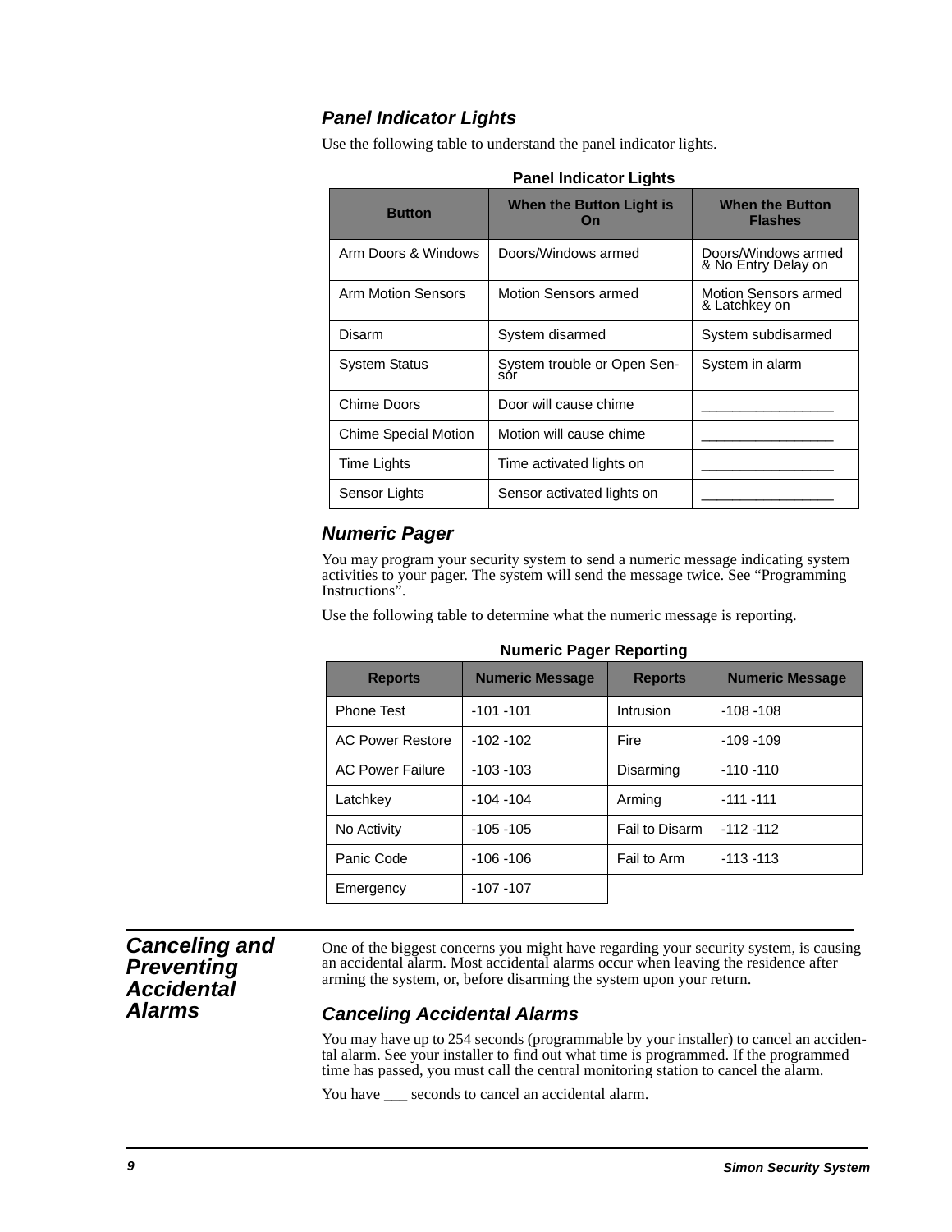### *Panel Indicator Lights*

Use the following table to understand the panel indicator lights.

**Panel Indicator Lights**

| Button | When the Button Light is On | When the Button Flashes |
|---|---|---|
| Arm Doors & Windows | Doors/Windows armed | Doors/Windows armed & No Entry Delay on |
| Arm Motion Sensors | Motion Sensors armed | Motion Sensors armed & Latchkey on |
| Disarm | System disarmed | System subdisarmed |
| System Status | System trouble or Open Sensor | System in alarm |
| Chime Doors | Door will cause chime | _________________ |
| Chime Special Motion | Motion will cause chime | _________________ |
| Time Lights | Time activated lights on | _________________ |
| Sensor Lights | Sensor activated lights on | _________________ |

### *Numeric Pager*

You may program your security system to send a numeric message indicating system activities to your pager. The system will send the message twice. See “Programming Instructions”.

Use the following table to determine what the numeric message is reporting.

**Numeric Pager Reporting**

| Reports | Numeric Message | Reports | Numeric Message |
|---|---|---|---|
| Phone Test | -101 -101 | Intrusion | -108 -108 |
| AC Power Restore | -102 -102 | Fire | -109 -109 |
| AC Power Failure | -103 -103 | Disarming | -110 -110 |
| Latchkey | -104 -104 | Arming | -111 -111 |
| No Activity | -105 -105 | Fail to Disarm | -112 -112 |
| Panic Code | -106 -106 | Fail to Arm | -113 -113 |
| Emergency | -107 -107 | | |

## *Canceling and Preventing Accidental Alarms*

One of the biggest concerns you might have regarding your security system, is causing an accidental alarm. Most accidental alarms occur when leaving the residence after arming the system, or, before disarming the system upon your return.

### *Canceling Accidental Alarms*

You may have up to 254 seconds (programmable by your installer) to cancel an accidental alarm. See your installer to find out what time is programmed. If the programmed time has passed, you must call the central monitoring station to cancel the alarm.

You have ___ seconds to cancel an accidental alarm.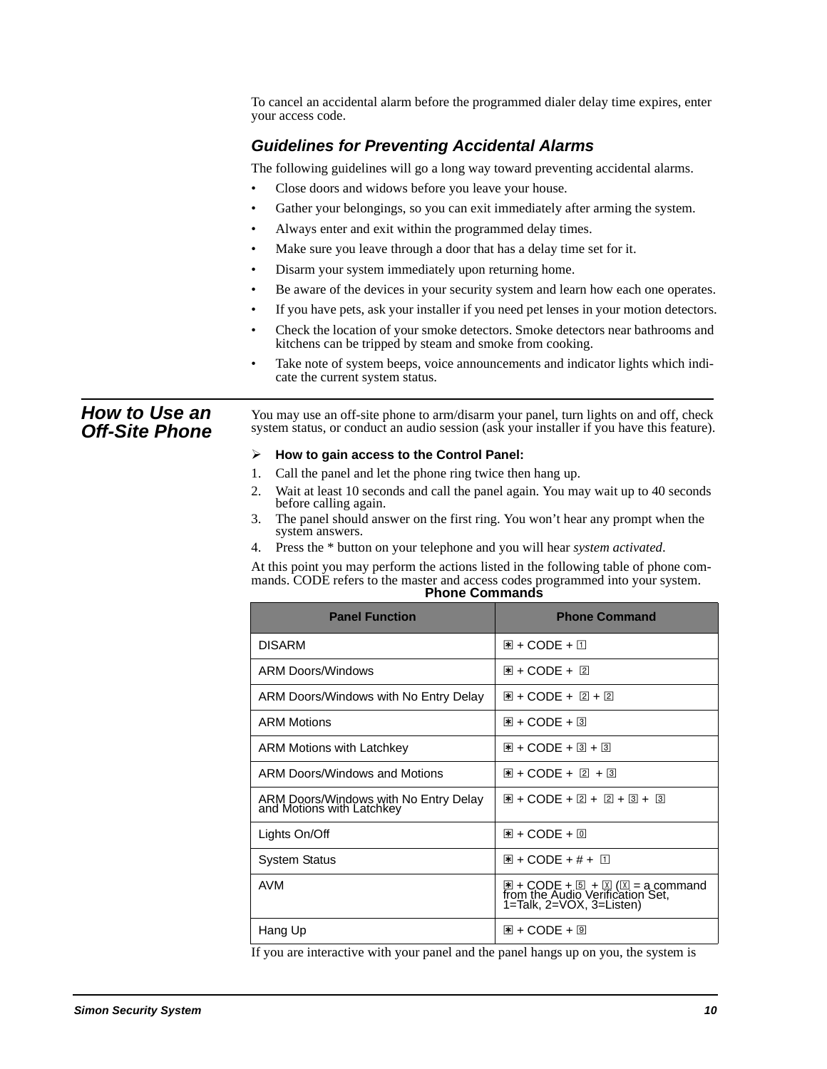To cancel an accidental alarm before the programmed dialer delay time expires, enter your access code.

### *Guidelines for Preventing Accidental Alarms*

The following guidelines will go a long way toward preventing accidental alarms.

- Close doors and widows before you leave your house.
- Gather your belongings, so you can exit immediately after arming the system.
- Always enter and exit within the programmed delay times.
- Make sure you leave through a door that has a delay time set for it.
- Disarm your system immediately upon returning home.
- Be aware of the devices in your security system and learn how each one operates.
- If you have pets, ask your installer if you need pet lenses in your motion detectors.
- Check the location of your smoke detectors. Smoke detectors near bathrooms and kitchens can be tripped by steam and smoke from cooking.
- Take note of system beeps, voice announcements and indicator lights which indicate the current system status.

## How to Use an Off-Site Phone

You may use an off-site phone to arm/disarm your panel, turn lights on and off, check system status, or conduct an audio session (ask your installer if you have this feature).

➢ **How to gain access to the Control Panel:**

1. Call the panel and let the phone ring twice then hang up.
2. Wait at least 10 seconds and call the panel again. You may wait up to 40 seconds before calling again.
3. The panel should answer on the first ring. You won't hear any prompt when the system answers.
4. Press the * button on your telephone and you will hear *system activated*.

At this point you may perform the actions listed in the following table of phone commands. CODE refers to the master and access codes programmed into your system.

**Phone Commands**

| Panel Function | Phone Command |
|---|---|
| DISARM | * + CODE + 1 |
| ARM Doors/Windows | * + CODE + 2 |
| ARM Doors/Windows with No Entry Delay | * + CODE + 2 + 2 |
| ARM Motions | * + CODE + 3 |
| ARM Motions with Latchkey | * + CODE + 3 + 3 |
| ARM Doors/Windows and Motions | * + CODE + 2 + 3 |
| ARM Doors/Windows with No Entry Delay and Motions with Latchkey | * + CODE + 2 + 2 + 3 + 3 |
| Lights On/Off | * + CODE + 0 |
| System Status | * + CODE + # + 1 |
| AVM | * + CODE + 5 + X (X = a command from the Audio Verification Set, 1=Talk, 2=VOX, 3=Listen) |
| Hang Up | * + CODE + 9 |

If you are interactive with your panel and the panel hangs up on you, the system is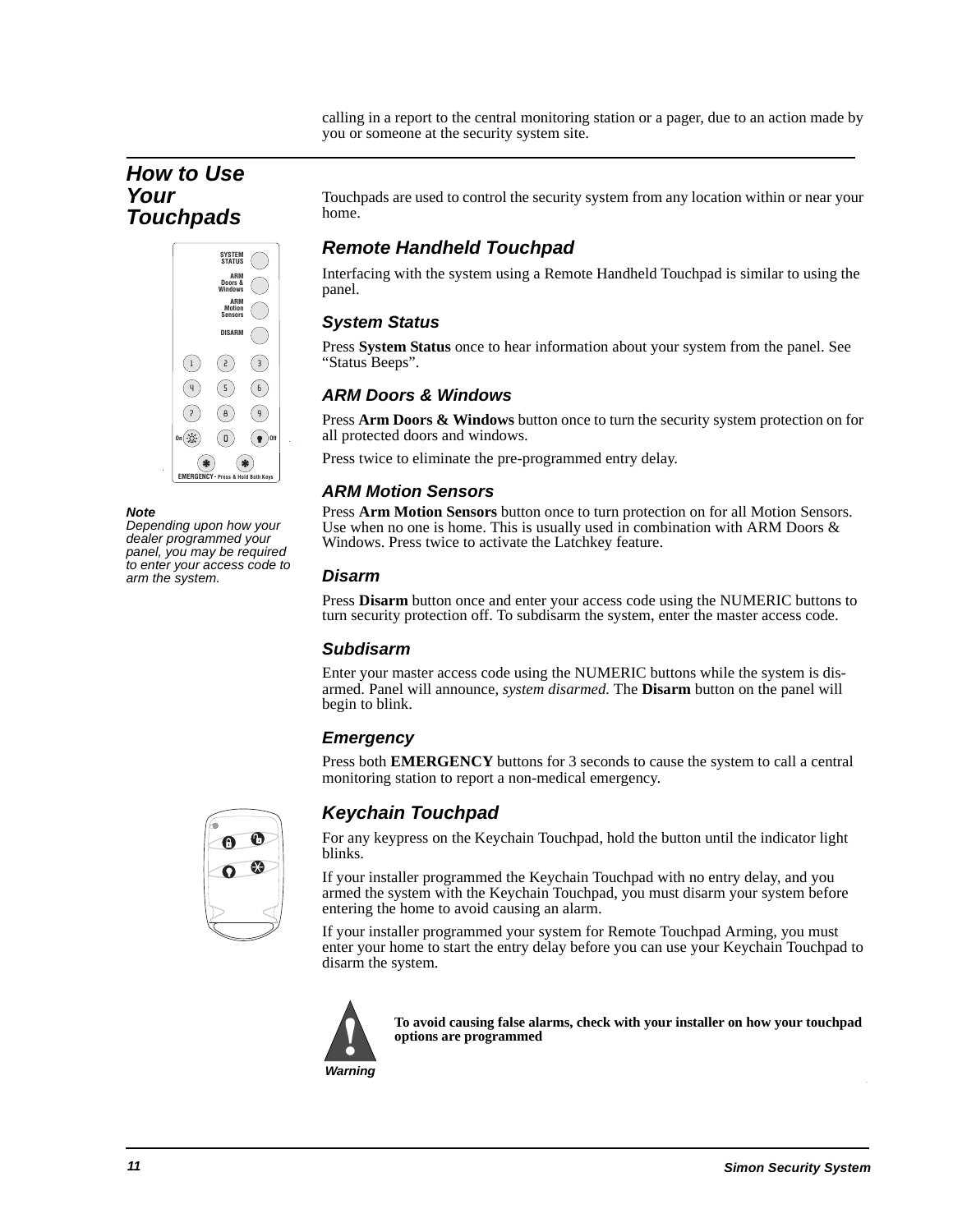calling in a report to the central monitoring station or a pager, due to an action made by you or someone at the security system site.

## How to Use Your Touchpads

Touchpads are used to control the security system from any location within or near your home.

*Note*
*Depending upon how your dealer programmed your panel, you may be required to enter your access code to arm the system.*

### Remote Handheld Touchpad

Interfacing with the system using a Remote Handheld Touchpad is similar to using the panel.

#### System Status

Press **System Status** once to hear information about your system from the panel. See “Status Beeps”.

#### ARM Doors & Windows

Press **Arm Doors & Windows** button once to turn the security system protection on for all protected doors and windows.

Press twice to eliminate the pre-programmed entry delay.

#### ARM Motion Sensors

Press **Arm Motion Sensors** button once to turn protection on for all Motion Sensors. Use when no one is home. This is usually used in combination with ARM Doors & Windows. Press twice to activate the Latchkey feature.

#### Disarm

Press **Disarm** button once and enter your access code using the NUMERIC buttons to turn security protection off. To subdisarm the system, enter the master access code.

#### Subdisarm

Enter your master access code using the NUMERIC buttons while the system is dis-armed. Panel will announce, *system disarmed.* The **Disarm** button on the panel will begin to blink.

#### Emergency

Press both **EMERGENCY** buttons for 3 seconds to cause the system to call a central monitoring station to report a non-medical emergency.

### Keychain Touchpad

For any keypress on the Keychain Touchpad, hold the button until the indicator light blinks.

If your installer programmed the Keychain Touchpad with no entry delay, and you armed the system with the Keychain Touchpad, you must disarm your system before entering the home to avoid causing an alarm.

If your installer programmed your system for Remote Touchpad Arming, you must enter your home to start the entry delay before you can use your Keychain Touchpad to disarm the system.

*Warning*

**To avoid causing false alarms, check with your installer on how your touchpad options are programmed**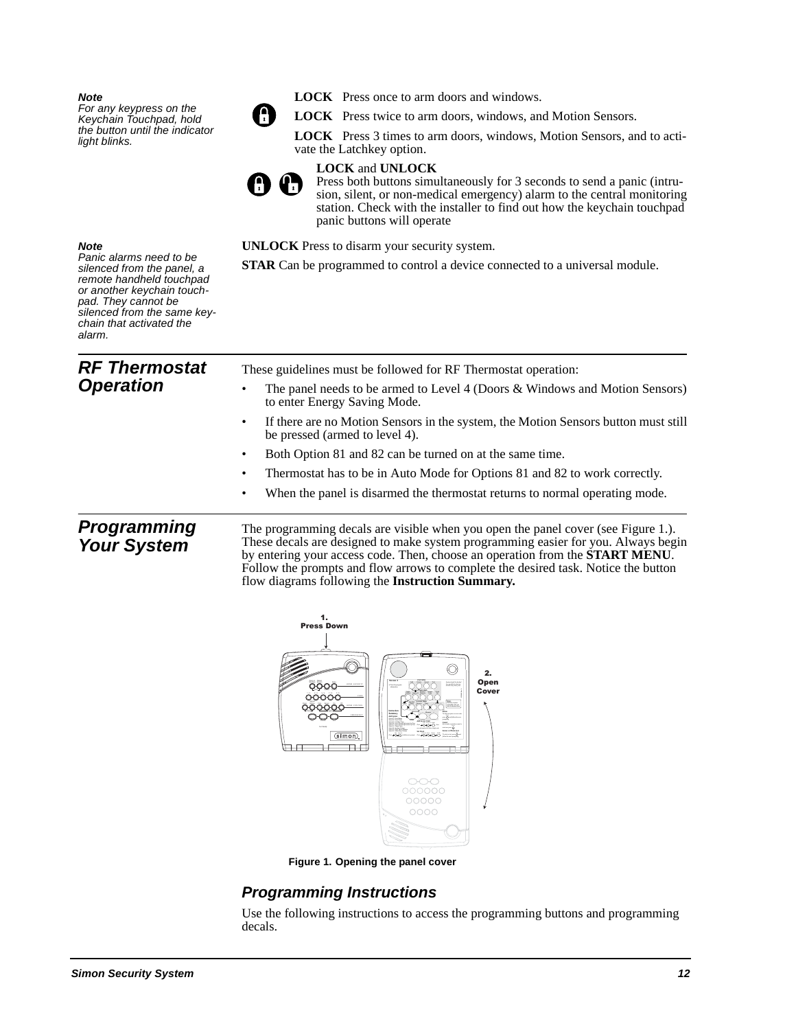*Note*
*For any keypress on the Keychain Touchpad, hold the button until the indicator light blinks.*

**LOCK** Press once to arm doors and windows.

**LOCK** Press twice to arm doors, windows, and Motion Sensors.

**LOCK** Press 3 times to arm doors, windows, Motion Sensors, and to activate the Latchkey option.

**LOCK** and **UNLOCK**
Press both buttons simultaneously for 3 seconds to send a panic (intrusion, silent, or non-medical emergency) alarm to the central monitoring station. Check with the installer to find out how the keychain touchpad panic buttons will operate

*Note*
*Panic alarms need to be silenced from the panel, a remote handheld touchpad or another keychain touchpad. They cannot be silenced from the same keychain that activated the alarm.*

**UNLOCK** Press to disarm your security system.

**STAR** Can be programmed to control a device connected to a universal module.

## RF Thermostat Operation

These guidelines must be followed for RF Thermostat operation:

- The panel needs to be armed to Level 4 (Doors & Windows and Motion Sensors) to enter Energy Saving Mode.
- If there are no Motion Sensors in the system, the Motion Sensors button must still be pressed (armed to level 4).
- Both Option 81 and 82 can be turned on at the same time.
- Thermostat has to be in Auto Mode for Options 81 and 82 to work correctly.
- When the panel is disarmed the thermostat returns to normal operating mode.

## Programming Your System

The programming decals are visible when you open the panel cover (see Figure 1.). These decals are designed to make system programming easier for you. Always begin by entering your access code. Then, choose an operation from the **START MENU**. Follow the prompts and flow arrows to complete the desired task. Notice the button flow diagrams following the **Instruction Summary.**

**Figure 1. Opening the panel cover**

### Programming Instructions

Use the following instructions to access the programming buttons and programming decals.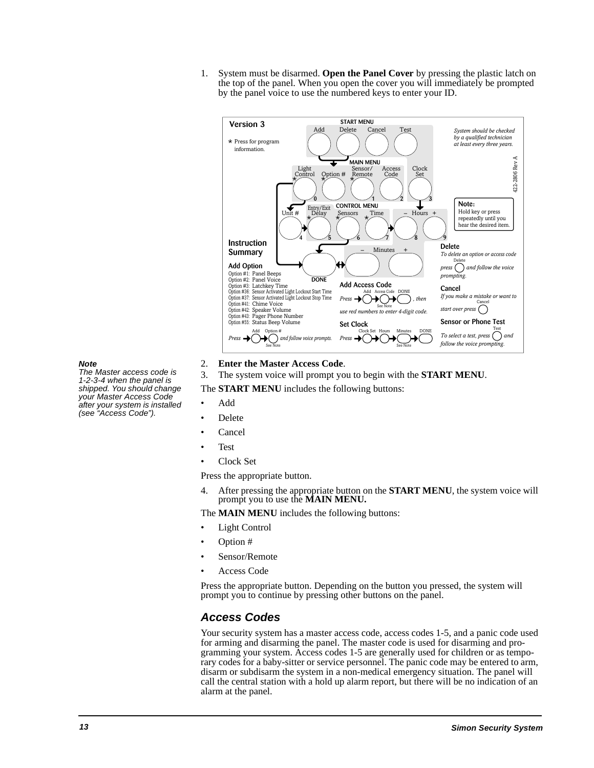1. System must be disarmed. **Open the Panel Cover** by pressing the plastic latch on the top of the panel. When you open the cover you will immediately be prompted by the panel voice to use the numbered keys to enter your ID.

**Version 3**

* Press for program information.

**START MENU**: Add, Delete, Cancel, Test

System should be checked by a qualified technician at least every three years.

**MAIN MENU**: Light Control (0), Option #, Sensor/Remote (1), Access Code (2), Clock Set (3)

**CONTROL MENU**: Unit # (4), Entry/Exit Delay (5), Sensors (6), Time (7), – Hours + (8, 9)

**Note:** Hold key or press repeatedly until you hear the desired item.

422-2806 Rev A

**Instruction Summary**

DONE – Minutes +

**Add Option**

Option #1: Panel Beeps
Option #2: Panel Voice
Option #3: Latchkey Time
Option #36: Sensor Activated Light Lockout Start Time
Option #37: Sensor Activated Light Lockout Stop Time
Option #41: Chime Voice
Option #42: Speaker Volume
Option #43: Pager Phone Number
Option #55: Status Beep Volume

Press Add → Option # (See Note) and follow voice prompts.

**Add Access Code**

Press Add → Access Code (See Note) → DONE, then use red numbers to enter 4-digit code.

**Set Clock**

Press Clock Set → Hours → Minutes (See Note) → DONE

**Delete**

To delete an option or access code press Delete and follow the voice prompting.

**Cancel**

If you make a mistake or want to start over press Cancel

**Sensor or Phone Test**

To select a test, press Test and follow the voice prompting.

2. **Enter the Master Access Code**.
3. The system voice will prompt you to begin with the **START MENU**.

> ***Note***
> *The Master access code is 1-2-3-4 when the panel is shipped. You should change your Master Access Code after your system is installed (see "Access Code").*

The **START MENU** includes the following buttons:

- Add
- Delete
- Cancel
- Test
- Clock Set

Press the appropriate button.

4. After pressing the appropriate button on the **START MENU**, the system voice will prompt you to use the **MAIN MENU.**

The **MAIN MENU** includes the following buttons:

- Light Control
- Option #
- Sensor/Remote
- Access Code

Press the appropriate button. Depending on the button you pressed, the system will prompt you to continue by pressing other buttons on the panel.

## *Access Codes*

Your security system has a master access code, access codes 1-5, and a panic code used for arming and disarming the panel. The master code is used for disarming and programming your system. Access codes 1-5 are generally used for children or as temporary codes for a baby-sitter or service personnel. The panic code may be entered to arm, disarm or subdisarm the system in a non-medical emergency situation. The panel will call the central station with a hold up alarm report, but there will be no indication of an alarm at the panel.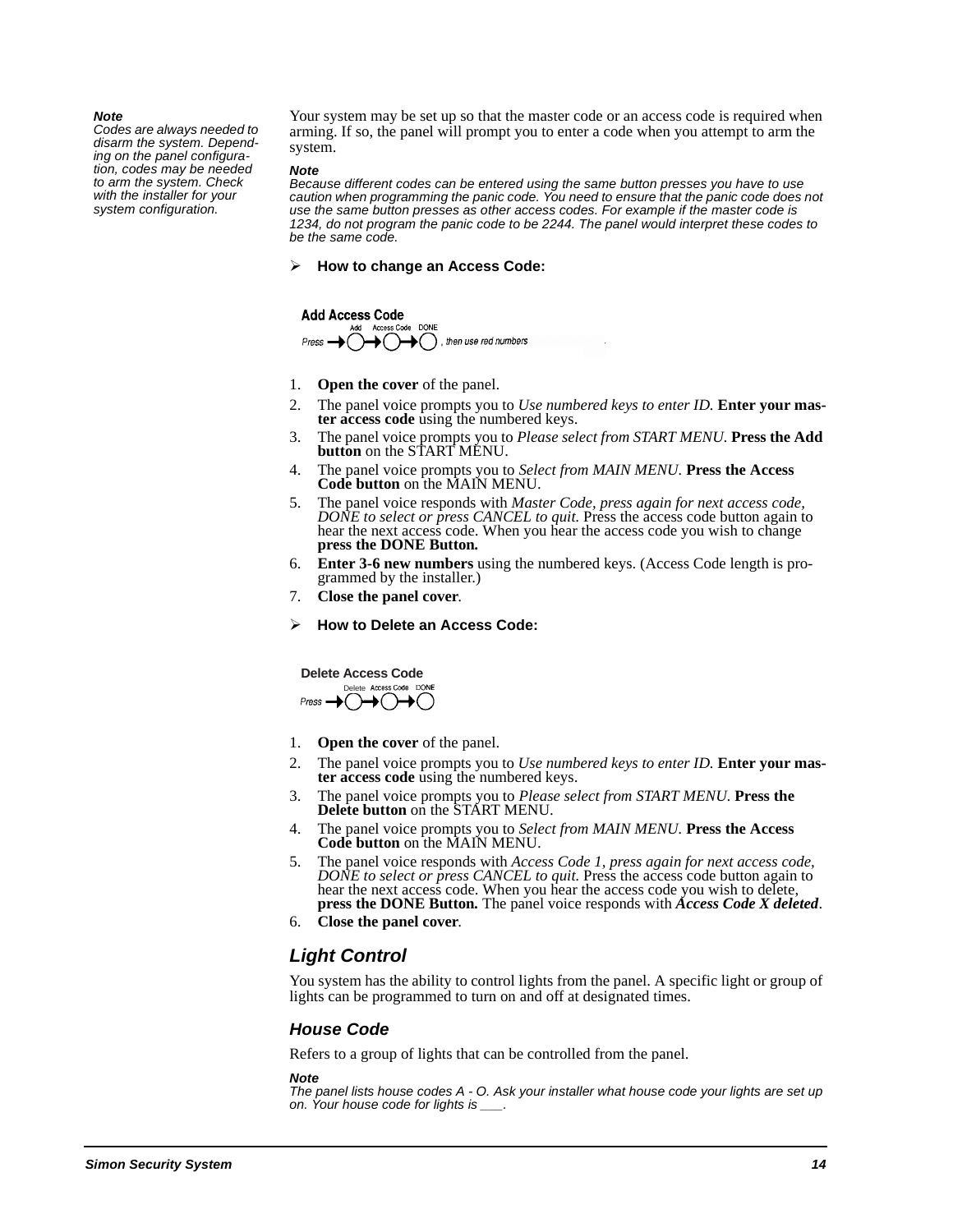*Note*
*Codes are always needed to disarm the system. Depending on the panel configuration, codes may be needed to arm the system. Check with the installer for your system configuration.*

Your system may be set up so that the master code or an access code is required when arming. If so, the panel will prompt you to enter a code when you attempt to arm the system.

*Note*
*Because different codes can be entered using the same button presses you have to use caution when programming the panic code. You need to ensure that the panic code does not use the same button presses as other access codes. For example if the master code is 1234, do not program the panic code to be 2244. The panel would interpret these codes to be the same code.*

➢ **How to change an Access Code:**

**Add Access Code**
Press → (Add) → (Access Code) → (DONE), then use red numbers

1. **Open the cover** of the panel.
2. The panel voice prompts you to *Use numbered keys to enter ID.* **Enter your master access code** using the numbered keys.
3. The panel voice prompts you to *Please select from START MENU.* **Press the Add button** on the START MENU.
4. The panel voice prompts you to *Select from MAIN MENU.* **Press the Access Code button** on the MAIN MENU.
5. The panel voice responds with *Master Code, press again for next access code, DONE to select or press CANCEL to quit.* Press the access code button again to hear the next access code. When you hear the access code you wish to change **press the DONE Button.**
6. **Enter 3-6 new numbers** using the numbered keys. (Access Code length is programmed by the installer.)
7. **Close the panel cover**.

➢ **How to Delete an Access Code:**

**Delete Access Code**
Press → (Delete) → (Access Code) → (DONE)

1. **Open the cover** of the panel.
2. The panel voice prompts you to *Use numbered keys to enter ID.* **Enter your master access code** using the numbered keys.
3. The panel voice prompts you to *Please select from START MENU.* **Press the Delete button** on the START MENU.
4. The panel voice prompts you to *Select from MAIN MENU.* **Press the Access Code button** on the MAIN MENU.
5. The panel voice responds with *Access Code 1, press again for next access code, DONE to select or press CANCEL to quit.* Press the access code button again to hear the next access code. When you hear the access code you wish to delete, **press the DONE Button.** The panel voice responds with ***Access Code X deleted***.
6. **Close the panel cover**.

## *Light Control*

You system has the ability to control lights from the panel. A specific light or group of lights can be programmed to turn on and off at designated times.

### *House Code*

Refers to a group of lights that can be controlled from the panel.

*Note*
*The panel lists house codes A - O. Ask your installer what house code your lights are set up on. Your house code for lights is \_\_\_.*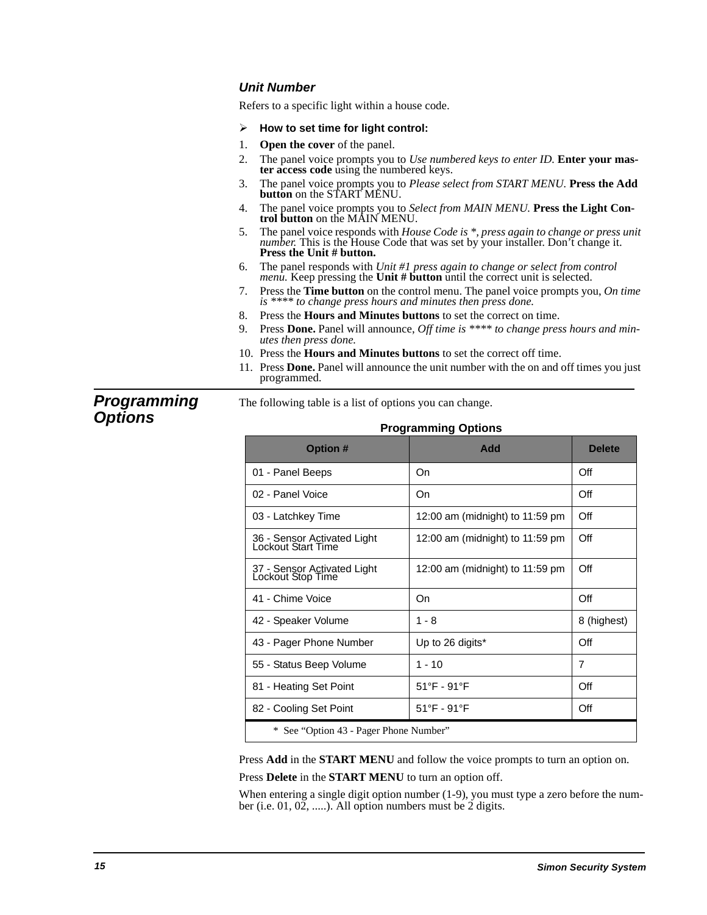### *Unit Number*

Refers to a specific light within a house code.

➢ **How to set time for light control:**

1. **Open the cover** of the panel.
2. The panel voice prompts you to *Use numbered keys to enter ID.* **Enter your master access code** using the numbered keys.
3. The panel voice prompts you to *Please select from START MENU.* **Press the Add button** on the START MENU.
4. The panel voice prompts you to *Select from MAIN MENU.* **Press the Light Control button** on the MAIN MENU.
5. The panel voice responds with *House Code is *, press again to change or press unit number.* This is the House Code that was set by your installer. Don't change it. **Press the Unit # button.**
6. The panel responds with *Unit #1 press again to change or select from control menu.* Keep pressing the **Unit # button** until the correct unit is selected.
7. Press the **Time button** on the control menu. The panel voice prompts you, *On time is **** to change press hours and minutes then press done.*
8. Press the **Hours and Minutes buttons** to set the correct on time.
9. Press **Done.** Panel will announce, *Off time is **** to change press hours and minutes then press done.*
10. Press the **Hours and Minutes buttons** to set the correct off time.
11. Press **Done.** Panel will announce the unit number with the on and off times you just programmed.

## *Programming Options*

The following table is a list of options you can change.

**Programming Options**

| Option # | Add | Delete |
|---|---|---|
| 01 - Panel Beeps | On | Off |
| 02 - Panel Voice | On | Off |
| 03 - Latchkey Time | 12:00 am (midnight) to 11:59 pm | Off |
| 36 - Sensor Activated Light Lockout Start Time | 12:00 am (midnight) to 11:59 pm | Off |
| 37 - Sensor Activated Light Lockout Stop Time | 12:00 am (midnight) to 11:59 pm | Off |
| 41 - Chime Voice | On | Off |
| 42 - Speaker Volume | 1 - 8 | 8 (highest) |
| 43 - Pager Phone Number | Up to 26 digits* | Off |
| 55 - Status Beep Volume | 1 - 10 | 7 |
| 81 - Heating Set Point | 51°F - 91°F | Off |
| 82 - Cooling Set Point | 51°F - 91°F | Off |

\* See "Option 43 - Pager Phone Number"

Press **Add** in the **START MENU** and follow the voice prompts to turn an option on.

Press **Delete** in the **START MENU** to turn an option off.

When entering a single digit option number (1-9), you must type a zero before the number (i.e. 01, 02, .....). All option numbers must be 2 digits.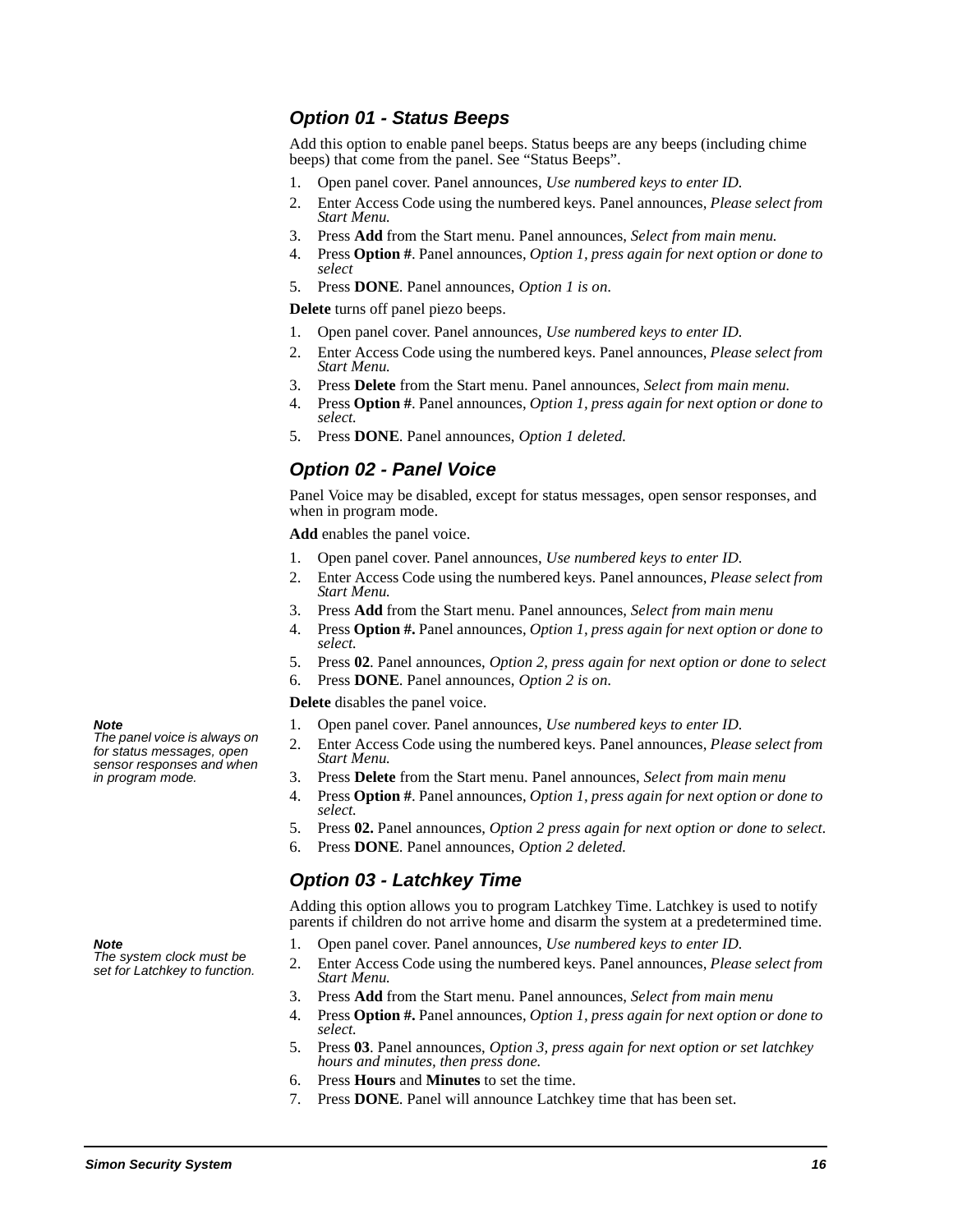### *Option 01 - Status Beeps*

Add this option to enable panel beeps. Status beeps are any beeps (including chime beeps) that come from the panel. See “Status Beeps”.

1. Open panel cover. Panel announces, *Use numbered keys to enter ID.*
2. Enter Access Code using the numbered keys. Panel announces, *Please select from Start Menu.*
3. Press **Add** from the Start menu. Panel announces, *Select from main menu.*
4. Press **Option #**. Panel announces, *Option 1, press again for next option or done to select*
5. Press **DONE**. Panel announces, *Option 1 is on.*

**Delete** turns off panel piezo beeps.

1. Open panel cover. Panel announces, *Use numbered keys to enter ID.*
2. Enter Access Code using the numbered keys. Panel announces, *Please select from Start Menu.*
3. Press **Delete** from the Start menu. Panel announces, *Select from main menu.*
4. Press **Option #**. Panel announces, *Option 1, press again for next option or done to select.*
5. Press **DONE**. Panel announces, *Option 1 deleted.*

### *Option 02 - Panel Voice*

Panel Voice may be disabled, except for status messages, open sensor responses, and when in program mode.

**Add** enables the panel voice.

1. Open panel cover. Panel announces, *Use numbered keys to enter ID.*
2. Enter Access Code using the numbered keys. Panel announces, *Please select from Start Menu.*
3. Press **Add** from the Start menu. Panel announces, *Select from main menu*
4. Press **Option #.** Panel announces, *Option 1, press again for next option or done to select.*
5. Press **02**. Panel announces, *Option 2, press again for next option or done to select*
6. Press **DONE**. Panel announces, *Option 2 is on.*

**Delete** disables the panel voice.

***Note***
*The panel voice is always on for status messages, open sensor responses and when in program mode.*

1. Open panel cover. Panel announces, *Use numbered keys to enter ID.*
2. Enter Access Code using the numbered keys. Panel announces, *Please select from Start Menu.*
3. Press **Delete** from the Start menu. Panel announces, *Select from main menu*
4. Press **Option #**. Panel announces, *Option 1, press again for next option or done to select.*
5. Press **02.** Panel announces, *Option 2 press again for next option or done to select.*
6. Press **DONE**. Panel announces, *Option 2 deleted.*

### *Option 03 - Latchkey Time*

Adding this option allows you to program Latchkey Time. Latchkey is used to notify parents if children do not arrive home and disarm the system at a predetermined time.

***Note***
*The system clock must be set for Latchkey to function.*

1. Open panel cover. Panel announces, *Use numbered keys to enter ID.*
2. Enter Access Code using the numbered keys. Panel announces, *Please select from Start Menu.*
3. Press **Add** from the Start menu. Panel announces, *Select from main menu*
4. Press **Option #.** Panel announces, *Option 1, press again for next option or done to select.*
5. Press **03**. Panel announces, *Option 3, press again for next option or set latchkey hours and minutes, then press done.*
6. Press **Hours** and **Minutes** to set the time.
7. Press **DONE**. Panel will announce Latchkey time that has been set.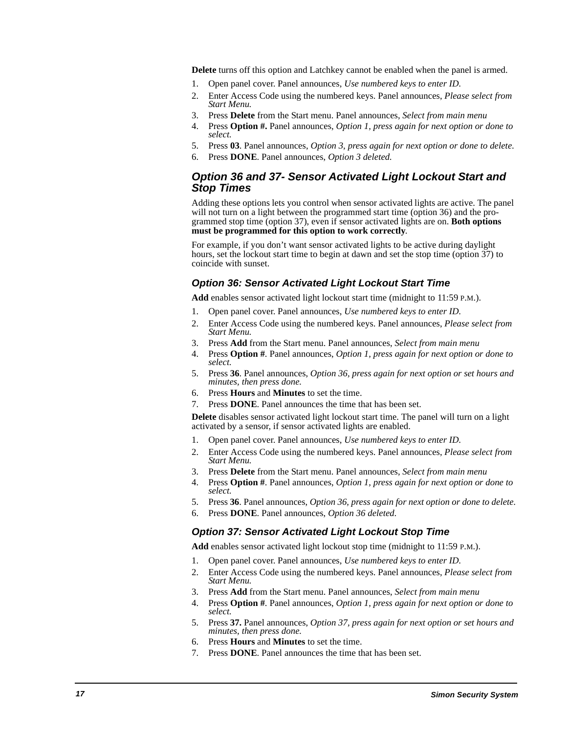**Delete** turns off this option and Latchkey cannot be enabled when the panel is armed.

1. Open panel cover. Panel announces, *Use numbered keys to enter ID.*
2. Enter Access Code using the numbered keys. Panel announces, *Please select from Start Menu.*
3. Press **Delete** from the Start menu. Panel announces, *Select from main menu*
4. Press **Option #.** Panel announces, *Option 1, press again for next option or done to select.*
5. Press **03**. Panel announces, *Option 3, press again for next option or done to delete.*
6. Press **DONE**. Panel announces, *Option 3 deleted.*

## Option 36 and 37- Sensor Activated Light Lockout Start and Stop Times

Adding these options lets you control when sensor activated lights are active. The panel will not turn on a light between the programmed start time (option 36) and the programmed stop time (option 37), even if sensor activated lights are on. **Both options must be programmed for this option to work correctly**.

For example, if you don't want sensor activated lights to be active during daylight hours, set the lockout start time to begin at dawn and set the stop time (option 37) to coincide with sunset.

### Option 36: Sensor Activated Light Lockout Start Time

**Add** enables sensor activated light lockout start time (midnight to 11:59 P.M.).

1. Open panel cover. Panel announces, *Use numbered keys to enter ID.*
2. Enter Access Code using the numbered keys. Panel announces, *Please select from Start Menu.*
3. Press **Add** from the Start menu. Panel announces, *Select from main menu*
4. Press **Option #**. Panel announces, *Option 1, press again for next option or done to select.*
5. Press **36**. Panel announces, *Option 36, press again for next option or set hours and minutes, then press done.*
6. Press **Hours** and **Minutes** to set the time.
7. Press **DONE**. Panel announces the time that has been set.

**Delete** disables sensor activated light lockout start time. The panel will turn on a light activated by a sensor, if sensor activated lights are enabled.

1. Open panel cover. Panel announces, *Use numbered keys to enter ID.*
2. Enter Access Code using the numbered keys. Panel announces, *Please select from Start Menu.*
3. Press **Delete** from the Start menu. Panel announces, *Select from main menu*
4. Press **Option #**. Panel announces, *Option 1, press again for next option or done to select.*
5. Press **36**. Panel announces, *Option 36, press again for next option or done to delete.*
6. Press **DONE**. Panel announces, *Option 36 deleted.*

### Option 37: Sensor Activated Light Lockout Stop Time

**Add** enables sensor activated light lockout stop time (midnight to 11:59 P.M.).

1. Open panel cover. Panel announces, *Use numbered keys to enter ID.*
2. Enter Access Code using the numbered keys. Panel announces, *Please select from Start Menu.*
3. Press **Add** from the Start menu. Panel announces, *Select from main menu*
4. Press **Option #**. Panel announces, *Option 1, press again for next option or done to select.*
5. Press **37.** Panel announces, *Option 37, press again for next option or set hours and minutes, then press done.*
6. Press **Hours** and **Minutes** to set the time.
7. Press **DONE**. Panel announces the time that has been set.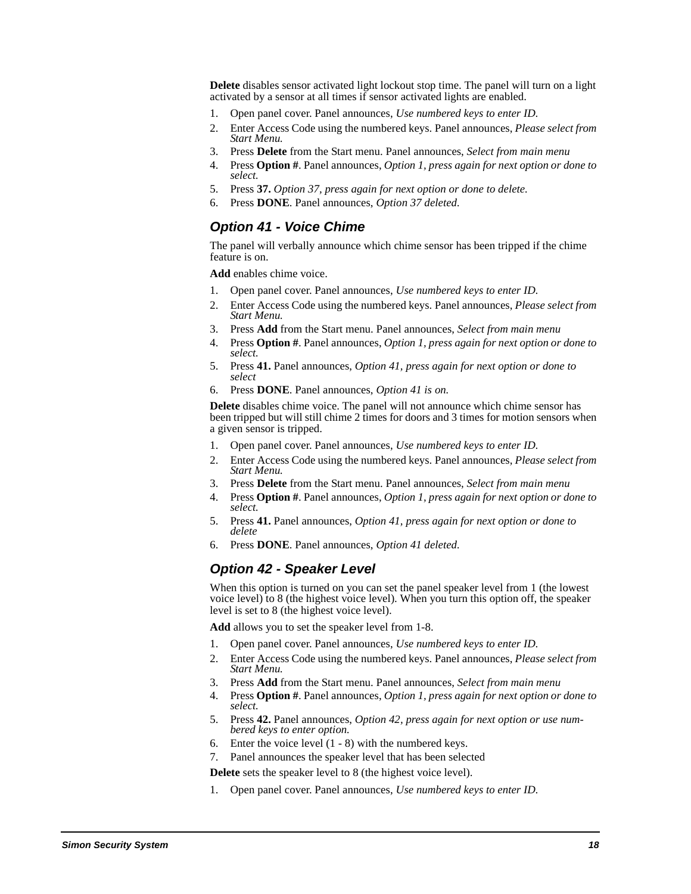**Delete** disables sensor activated light lockout stop time. The panel will turn on a light activated by a sensor at all times if sensor activated lights are enabled.

1. Open panel cover. Panel announces, *Use numbered keys to enter ID.*
2. Enter Access Code using the numbered keys. Panel announces, *Please select from Start Menu.*
3. Press **Delete** from the Start menu. Panel announces, *Select from main menu*
4. Press **Option #**. Panel announces, *Option 1, press again for next option or done to select.*
5. Press **37.** *Option 37, press again for next option or done to delete.*
6. Press **DONE**. Panel announces, *Option 37 deleted.*

### Option 41 - Voice Chime

The panel will verbally announce which chime sensor has been tripped if the chime feature is on.

**Add** enables chime voice.

1. Open panel cover. Panel announces, *Use numbered keys to enter ID.*
2. Enter Access Code using the numbered keys. Panel announces, *Please select from Start Menu.*
3. Press **Add** from the Start menu. Panel announces, *Select from main menu*
4. Press **Option #**. Panel announces, *Option 1, press again for next option or done to select.*
5. Press **41.** Panel announces, *Option 41, press again for next option or done to select*
6. Press **DONE**. Panel announces, *Option 41 is on.*

**Delete** disables chime voice. The panel will not announce which chime sensor has been tripped but will still chime 2 times for doors and 3 times for motion sensors when a given sensor is tripped.

1. Open panel cover. Panel announces, *Use numbered keys to enter ID.*
2. Enter Access Code using the numbered keys. Panel announces, *Please select from Start Menu.*
3. Press **Delete** from the Start menu. Panel announces, *Select from main menu*
4. Press **Option #**. Panel announces, *Option 1, press again for next option or done to select.*
5. Press **41.** Panel announces, *Option 41, press again for next option or done to delete*
6. Press **DONE**. Panel announces, *Option 41 deleted.*

### Option 42 - Speaker Level

When this option is turned on you can set the panel speaker level from 1 (the lowest voice level) to 8 (the highest voice level). When you turn this option off, the speaker level is set to 8 (the highest voice level).

**Add** allows you to set the speaker level from 1-8.

1. Open panel cover. Panel announces, *Use numbered keys to enter ID.*
2. Enter Access Code using the numbered keys. Panel announces, *Please select from Start Menu.*
3. Press **Add** from the Start menu. Panel announces, *Select from main menu*
4. Press **Option #**. Panel announces, *Option 1, press again for next option or done to select.*
5. Press **42.** Panel announces, *Option 42, press again for next option or use numbered keys to enter option.*
6. Enter the voice level (1 - 8) with the numbered keys.
7. Panel announces the speaker level that has been selected

**Delete** sets the speaker level to 8 (the highest voice level).

1. Open panel cover. Panel announces, *Use numbered keys to enter ID.*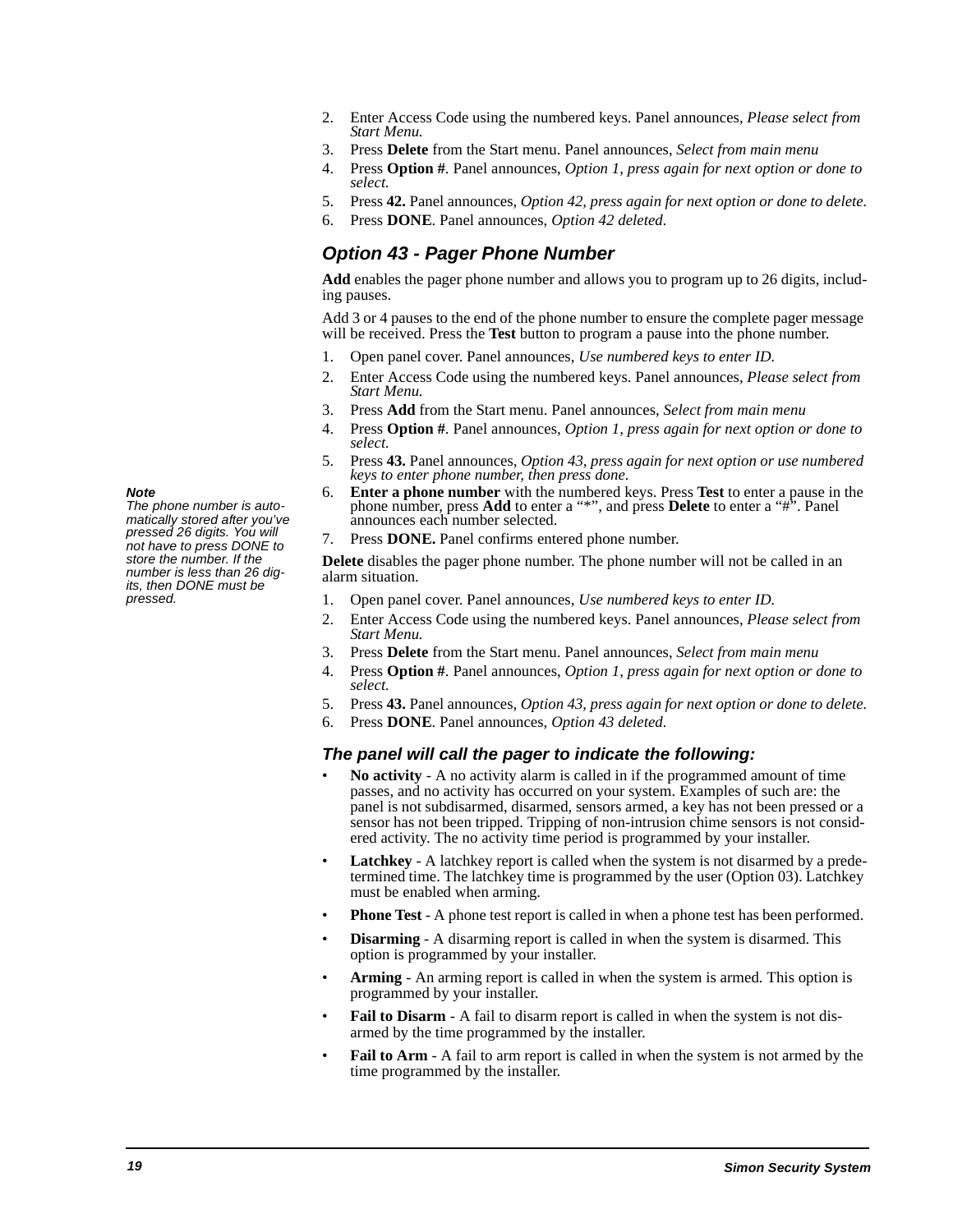2. Enter Access Code using the numbered keys. Panel announces, *Please select from Start Menu.*
3. Press **Delete** from the Start menu. Panel announces, *Select from main menu*
4. Press **Option #**. Panel announces, *Option 1, press again for next option or done to select.*
5. Press **42.** Panel announces, *Option 42, press again for next option or done to delete.*
6. Press **DONE**. Panel announces, *Option 42 deleted.*

## *Option 43 - Pager Phone Number*

**Add** enables the pager phone number and allows you to program up to 26 digits, including pauses.

Add 3 or 4 pauses to the end of the phone number to ensure the complete pager message will be received. Press the **Test** button to program a pause into the phone number.

1. Open panel cover. Panel announces, *Use numbered keys to enter ID.*
2. Enter Access Code using the numbered keys. Panel announces, *Please select from Start Menu.*
3. Press **Add** from the Start menu. Panel announces, *Select from main menu*
4. Press **Option #**. Panel announces, *Option 1, press again for next option or done to select.*
5. Press **43.** Panel announces, *Option 43, press again for next option or use numbered keys to enter phone number, then press done.*
6. **Enter a phone number** with the numbered keys. Press **Test** to enter a pause in the phone number, press **Add** to enter a "*", and press **Delete** to enter a "#". Panel announces each number selected.
7. Press **DONE.** Panel confirms entered phone number.

***Note***
*The phone number is automatically stored after you've pressed 26 digits. You will not have to press DONE to store the number. If the number is less than 26 digits, then DONE must be pressed.*

**Delete** disables the pager phone number. The phone number will not be called in an alarm situation.

1. Open panel cover. Panel announces, *Use numbered keys to enter ID.*
2. Enter Access Code using the numbered keys. Panel announces, *Please select from Start Menu.*
3. Press **Delete** from the Start menu. Panel announces, *Select from main menu*
4. Press **Option #**. Panel announces, *Option 1, press again for next option or done to select.*
5. Press **43.** Panel announces, *Option 43, press again for next option or done to delete.*
6. Press **DONE**. Panel announces, *Option 43 deleted.*

### *The panel will call the pager to indicate the following:*

- **No activity** - A no activity alarm is called in if the programmed amount of time passes, and no activity has occurred on your system. Examples of such are: the panel is not subdisarmed, disarmed, sensors armed, a key has not been pressed or a sensor has not been tripped. Tripping of non-intrusion chime sensors is not considered activity. The no activity time period is programmed by your installer.
- **Latchkey** - A latchkey report is called when the system is not disarmed by a predetermined time. The latchkey time is programmed by the user (Option 03). Latchkey must be enabled when arming.
- **Phone Test** - A phone test report is called in when a phone test has been performed.
- **Disarming** - A disarming report is called in when the system is disarmed. This option is programmed by your installer.
- **Arming** - An arming report is called in when the system is armed. This option is programmed by your installer.
- **Fail to Disarm** - A fail to disarm report is called in when the system is not disarmed by the time programmed by the installer.
- **Fail to Arm** - A fail to arm report is called in when the system is not armed by the time programmed by the installer.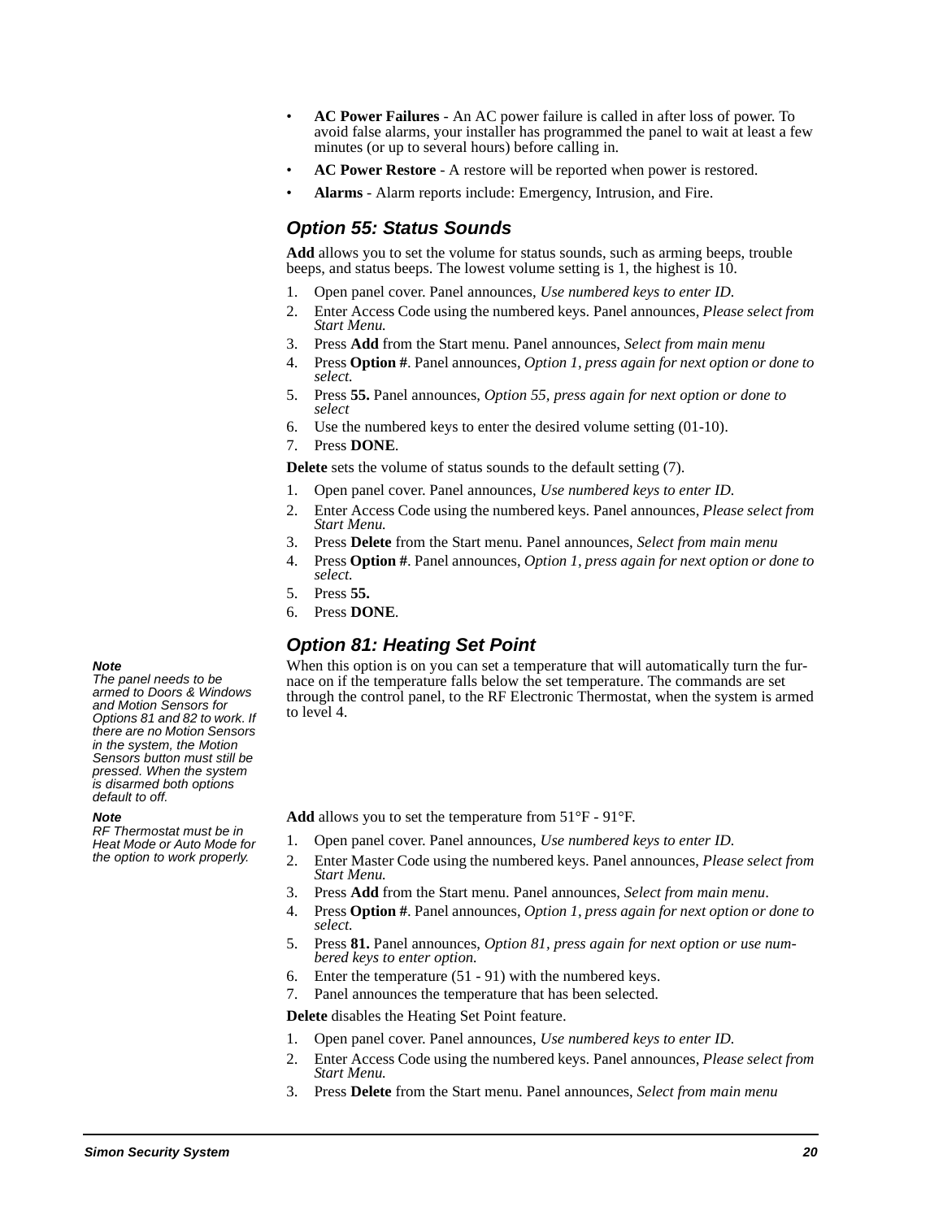- **AC Power Failures** - An AC power failure is called in after loss of power. To avoid false alarms, your installer has programmed the panel to wait at least a few minutes (or up to several hours) before calling in.
- **AC Power Restore** - A restore will be reported when power is restored.
- **Alarms** - Alarm reports include: Emergency, Intrusion, and Fire.

### *Option 55: Status Sounds*

**Add** allows you to set the volume for status sounds, such as arming beeps, trouble beeps, and status beeps. The lowest volume setting is 1, the highest is 10.

1. Open panel cover. Panel announces, *Use numbered keys to enter ID.*
2. Enter Access Code using the numbered keys. Panel announces, *Please select from Start Menu.*
3. Press **Add** from the Start menu. Panel announces, *Select from main menu*
4. Press **Option #**. Panel announces, *Option 1, press again for next option or done to select.*
5. Press **55.** Panel announces, *Option 55, press again for next option or done to select*
6. Use the numbered keys to enter the desired volume setting (01-10).
7. Press **DONE**.

**Delete** sets the volume of status sounds to the default setting (7).

1. Open panel cover. Panel announces, *Use numbered keys to enter ID.*
2. Enter Access Code using the numbered keys. Panel announces, *Please select from Start Menu.*
3. Press **Delete** from the Start menu. Panel announces, *Select from main menu*
4. Press **Option #**. Panel announces, *Option 1, press again for next option or done to select.*
5. Press **55.**
6. Press **DONE**.

### *Option 81: Heating Set Point*

When this option is on you can set a temperature that will automatically turn the furnace on if the temperature falls below the set temperature. The commands are set through the control panel, to the RF Electronic Thermostat, when the system is armed to level 4.

***Note***
*The panel needs to be armed to Doors & Windows and Motion Sensors for Options 81 and 82 to work. If there are no Motion Sensors in the system, the Motion Sensors button must still be pressed. When the system is disarmed both options default to off.*

***Note***
*RF Thermostat must be in Heat Mode or Auto Mode for the option to work properly.*

**Add** allows you to set the temperature from 51°F - 91°F.

1. Open panel cover. Panel announces, *Use numbered keys to enter ID.*
2. Enter Master Code using the numbered keys. Panel announces, *Please select from Start Menu.*
3. Press **Add** from the Start menu. Panel announces, *Select from main menu*.
4. Press **Option #**. Panel announces, *Option 1, press again for next option or done to select.*
5. Press **81.** Panel announces, *Option 81, press again for next option or use numbered keys to enter option.*
6. Enter the temperature (51 - 91) with the numbered keys.
7. Panel announces the temperature that has been selected.

**Delete** disables the Heating Set Point feature.

1. Open panel cover. Panel announces, *Use numbered keys to enter ID.*
2. Enter Access Code using the numbered keys. Panel announces, *Please select from Start Menu.*
3. Press **Delete** from the Start menu. Panel announces, *Select from main menu*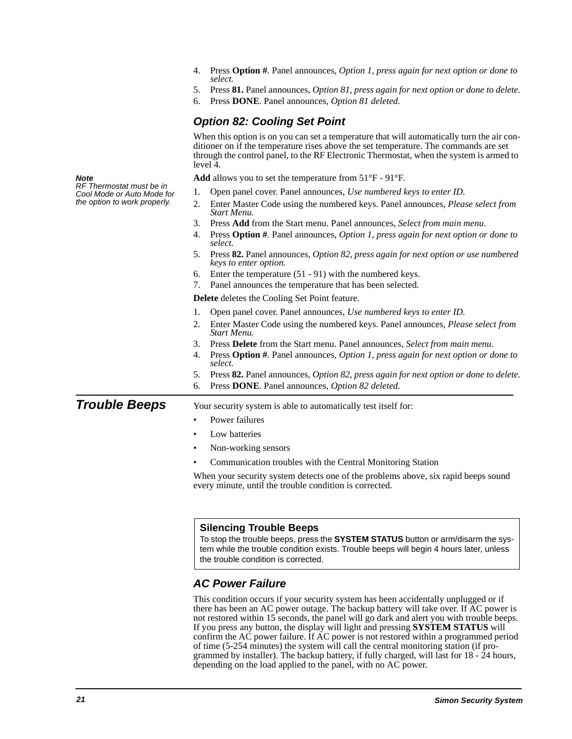4. Press **Option #**. Panel announces, *Option 1, press again for next option or done to select.*
5. Press **81.** Panel announces, *Option 81, press again for next option or done to delete.*
6. Press **DONE**. Panel announces, *Option 81 deleted.*

### Option 82: Cooling Set Point

When this option is on you can set a temperature that will automatically turn the air conditioner on if the temperature rises above the set temperature. The commands are set through the control panel, to the RF Electronic Thermostat, when the system is armed to level 4.

***Note***
*RF Thermostat must be in Cool Mode or Auto Mode for the option to work properly.*

**Add** allows you to set the temperature from 51°F - 91°F.

1. Open panel cover. Panel announces, *Use numbered keys to enter ID.*
2. Enter Master Code using the numbered keys. Panel announces, *Please select from Start Menu.*
3. Press **Add** from the Start menu. Panel announces, *Select from main menu*.
4. Press **Option #**. Panel announces, *Option 1, press again for next option or done to select.*
5. Press **82.** Panel announces, *Option 82, press again for next option or use numbered keys to enter option.*
6. Enter the temperature (51 - 91) with the numbered keys.
7. Panel announces the temperature that has been selected.

**Delete** deletes the Cooling Set Point feature.

1. Open panel cover. Panel announces, *Use numbered keys to enter ID.*
2. Enter Master Code using the numbered keys. Panel announces, *Please select from Start Menu.*
3. Press **Delete** from the Start menu. Panel announces, *Select from main menu*.
4. Press **Option #**. Panel announces, *Option 1, press again for next option or done to select.*
5. Press **82.** Panel announces, *Option 82, press again for next option or done to delete.*
6. Press **DONE**. Panel announces, *Option 82 deleted.*

## Trouble Beeps

Your security system is able to automatically test itself for:

- Power failures
- Low batteries
- Non-working sensors
- Communication troubles with the Central Monitoring Station

When your security system detects one of the problems above, six rapid beeps sound every minute, until the trouble condition is corrected.

**Silencing Trouble Beeps**

To stop the trouble beeps, press the **SYSTEM STATUS** button or arm/disarm the system while the trouble condition exists. Trouble beeps will begin 4 hours later, unless the trouble condition is corrected.

### AC Power Failure

This condition occurs if your security system has been accidentally unplugged or if there has been an AC power outage. The backup battery will take over. If AC power is not restored within 15 seconds, the panel will go dark and alert you with trouble beeps. If you press any button, the display will light and pressing **SYSTEM STATUS** will confirm the AC power failure. If AC power is not restored within a programmed period of time (5-254 minutes) the system will call the central monitoring station (if programmed by installer). The backup battery, if fully charged, will last for 18 - 24 hours, depending on the load applied to the panel, with no AC power.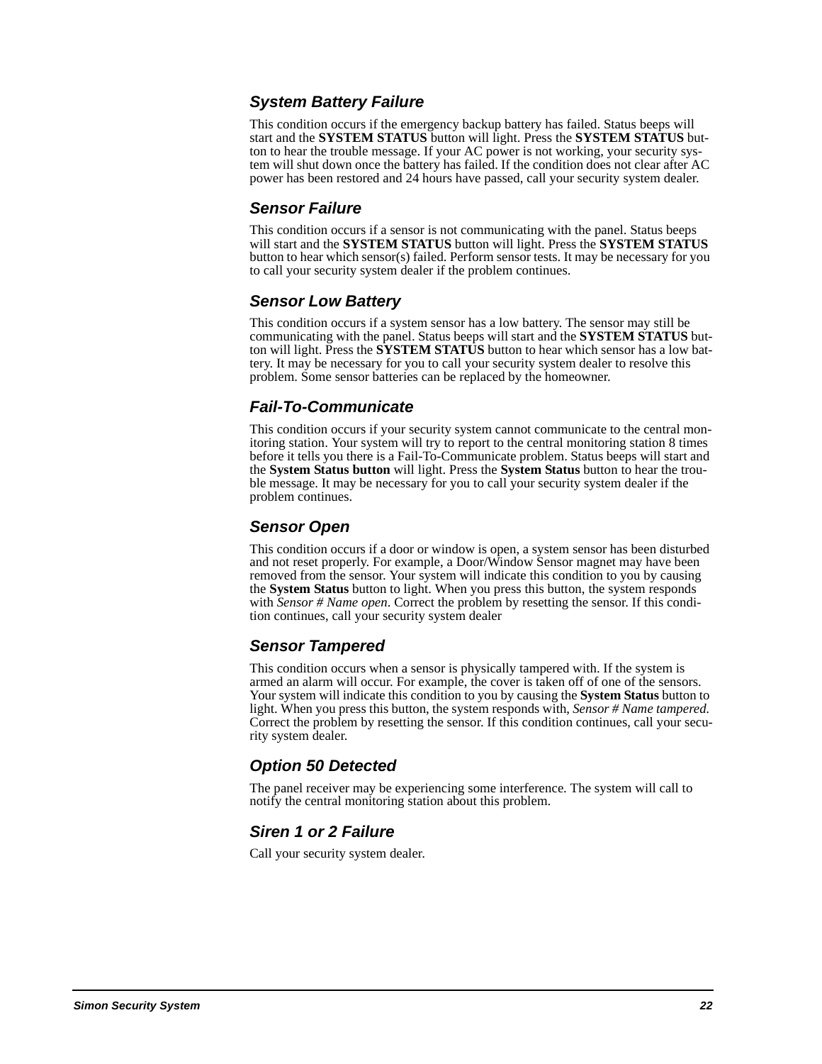### System Battery Failure

This condition occurs if the emergency backup battery has failed. Status beeps will start and the **SYSTEM STATUS** button will light. Press the **SYSTEM STATUS** button to hear the trouble message. If your AC power is not working, your security system will shut down once the battery has failed. If the condition does not clear after AC power has been restored and 24 hours have passed, call your security system dealer.

### Sensor Failure

This condition occurs if a sensor is not communicating with the panel. Status beeps will start and the **SYSTEM STATUS** button will light. Press the **SYSTEM STATUS** button to hear which sensor(s) failed. Perform sensor tests. It may be necessary for you to call your security system dealer if the problem continues.

### Sensor Low Battery

This condition occurs if a system sensor has a low battery. The sensor may still be communicating with the panel. Status beeps will start and the **SYSTEM STATUS** button will light. Press the **SYSTEM STATUS** button to hear which sensor has a low battery. It may be necessary for you to call your security system dealer to resolve this problem. Some sensor batteries can be replaced by the homeowner.

### Fail-To-Communicate

This condition occurs if your security system cannot communicate to the central monitoring station. Your system will try to report to the central monitoring station 8 times before it tells you there is a Fail-To-Communicate problem. Status beeps will start and the **System Status button** will light. Press the **System Status** button to hear the trouble message. It may be necessary for you to call your security system dealer if the problem continues.

### Sensor Open

This condition occurs if a door or window is open, a system sensor has been disturbed and not reset properly. For example, a Door/Window Sensor magnet may have been removed from the sensor. Your system will indicate this condition to you by causing the **System Status** button to light. When you press this button, the system responds with *Sensor # Name open*. Correct the problem by resetting the sensor. If this condition continues, call your security system dealer

### Sensor Tampered

This condition occurs when a sensor is physically tampered with. If the system is armed an alarm will occur. For example, the cover is taken off of one of the sensors. Your system will indicate this condition to you by causing the **System Status** button to light. When you press this button, the system responds with, *Sensor # Name tampered.* Correct the problem by resetting the sensor. If this condition continues, call your security system dealer.

### Option 50 Detected

The panel receiver may be experiencing some interference. The system will call to notify the central monitoring station about this problem.

### Siren 1 or 2 Failure

Call your security system dealer.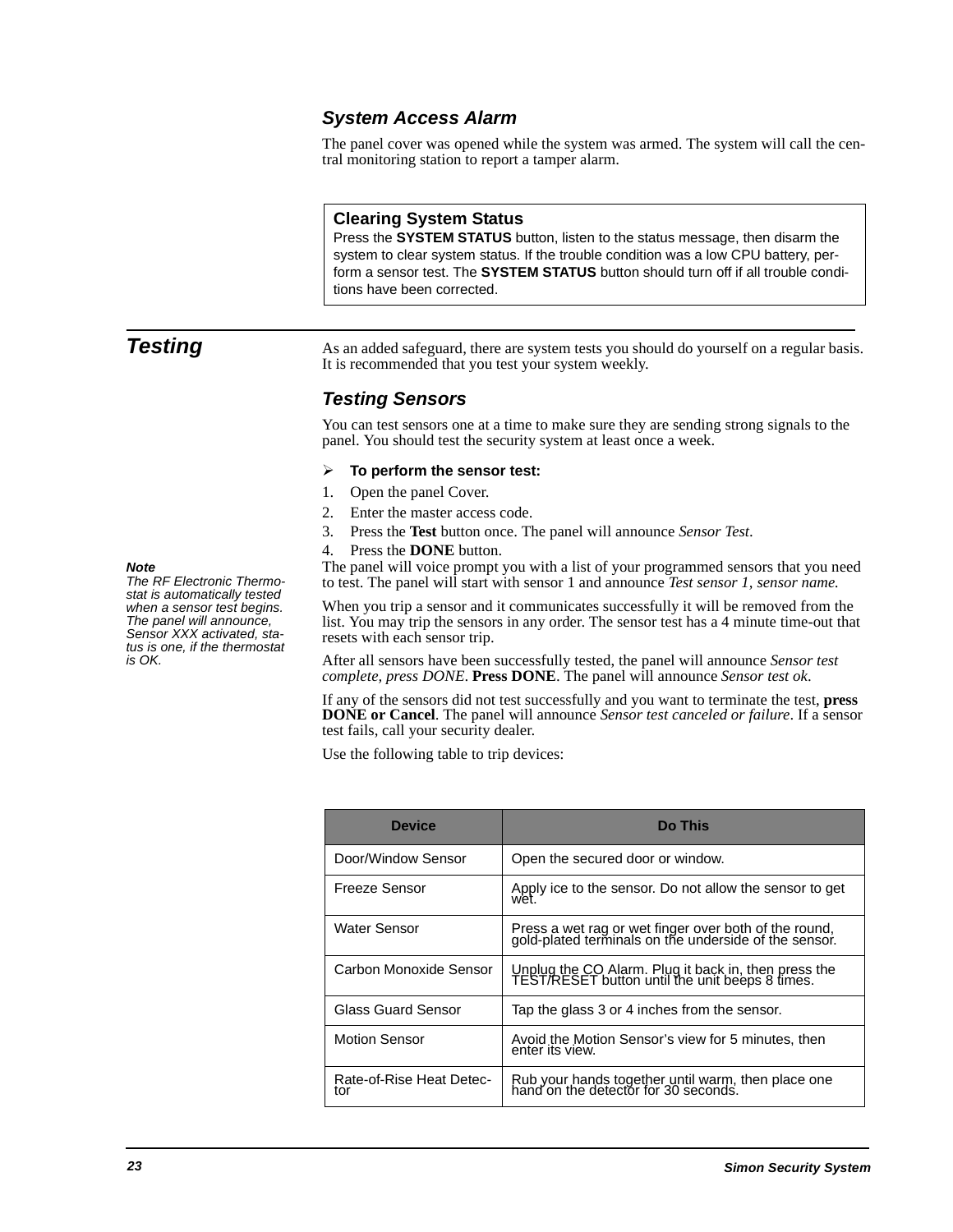### System Access Alarm

The panel cover was opened while the system was armed. The system will call the central monitoring station to report a tamper alarm.

> **Clearing System Status**
> Press the **SYSTEM STATUS** button, listen to the status message, then disarm the system to clear system status. If the trouble condition was a low CPU battery, perform a sensor test. The **SYSTEM STATUS** button should turn off if all trouble conditions have been corrected.

## Testing

As an added safeguard, there are system tests you should do yourself on a regular basis. It is recommended that you test your system weekly.

### Testing Sensors

You can test sensors one at a time to make sure they are sending strong signals to the panel. You should test the security system at least once a week.

➢ **To perform the sensor test:**

1. Open the panel Cover.
2. Enter the master access code.
3. Press the **Test** button once. The panel will announce *Sensor Test*.
4. Press the **DONE** button.

*Note*
*The RF Electronic Thermostat is automatically tested when a sensor test begins. The panel will announce, Sensor XXX activated, status is one, if the thermostat is OK.*

The panel will voice prompt you with a list of your programmed sensors that you need to test. The panel will start with sensor 1 and announce *Test sensor 1, sensor name.*

When you trip a sensor and it communicates successfully it will be removed from the list. You may trip the sensors in any order. The sensor test has a 4 minute time-out that resets with each sensor trip.

After all sensors have been successfully tested, the panel will announce *Sensor test complete, press DONE*. **Press DONE**. The panel will announce *Sensor test ok*.

If any of the sensors did not test successfully and you want to terminate the test, **press DONE or Cancel**. The panel will announce *Sensor test canceled or failure*. If a sensor test fails, call your security dealer.

Use the following table to trip devices:

| Device | Do This |
|---|---|
| Door/Window Sensor | Open the secured door or window. |
| Freeze Sensor | Apply ice to the sensor. Do not allow the sensor to get wet. |
| Water Sensor | Press a wet rag or wet finger over both of the round, gold-plated terminals on the underside of the sensor. |
| Carbon Monoxide Sensor | Unplug the CO Alarm. Plug it back in, then press the TEST/RESET button until the unit beeps 8 times. |
| Glass Guard Sensor | Tap the glass 3 or 4 inches from the sensor. |
| Motion Sensor | Avoid the Motion Sensor's view for 5 minutes, then enter its view. |
| Rate-of-Rise Heat Detector | Rub your hands together until warm, then place one hand on the detector for 30 seconds. |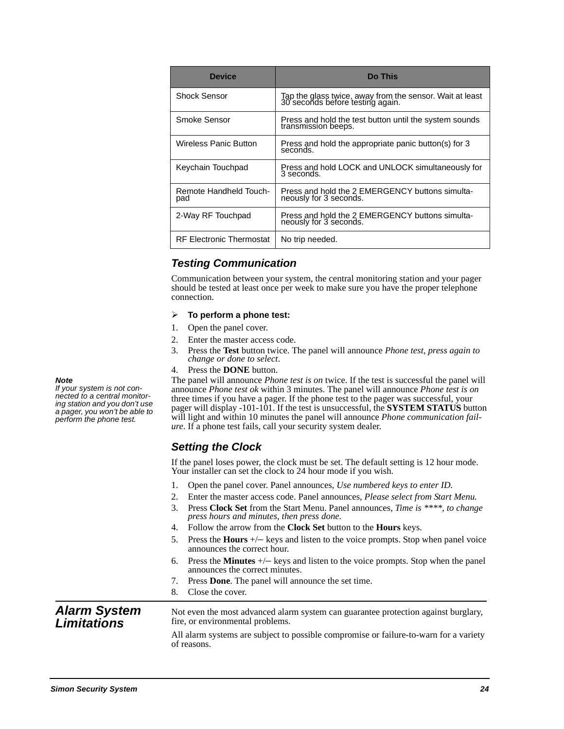| Device | Do This |
|---|---|
| Shock Sensor | Tap the glass twice, away from the sensor. Wait at least 30 seconds before testing again. |
| Smoke Sensor | Press and hold the test button until the system sounds transmission beeps. |
| Wireless Panic Button | Press and hold the appropriate panic button(s) for 3 seconds. |
| Keychain Touchpad | Press and hold LOCK and UNLOCK simultaneously for 3 seconds. |
| Remote Handheld Touch-pad | Press and hold the 2 EMERGENCY buttons simulta-neously for 3 seconds. |
| 2-Way RF Touchpad | Press and hold the 2 EMERGENCY buttons simulta-neously for 3 seconds. |
| RF Electronic Thermostat | No trip needed. |

### Testing Communication

Communication between your system, the central monitoring station and your pager should be tested at least once per week to make sure you have the proper telephone connection.

➢ **To perform a phone test:**

1. Open the panel cover.
2. Enter the master access code.
3. Press the **Test** button twice. The panel will announce *Phone test, press again to change or done to select*.
4. Press the **DONE** button.

The panel will announce *Phone test is on* twice. If the test is successful the panel will announce *Phone test ok* within 3 minutes. The panel will announce *Phone test is on* three times if you have a pager. If the phone test to the pager was successful, your pager will display -101-101. If the test is unsuccessful, the **SYSTEM STATUS** button will light and within 10 minutes the panel will announce *Phone communication failure*. If a phone test fails, call your security system dealer.

***Note***
*If your system is not connected to a central monitoring station and you don't use a pager, you won't be able to perform the phone test.*

### Setting the Clock

If the panel loses power, the clock must be set. The default setting is 12 hour mode. Your installer can set the clock to 24 hour mode if you wish.

1. Open the panel cover. Panel announces, *Use numbered keys to enter ID.*
2. Enter the master access code. Panel announces, *Please select from Start Menu.*
3. Press **Clock Set** from the Start Menu. Panel announces, *Time is ****, to change press hours and minutes, then press done.*
4. Follow the arrow from the **Clock Set** button to the **Hours** keys.
5. Press the **Hours** +/– keys and listen to the voice prompts. Stop when panel voice announces the correct hour.
6. Press the **Minutes** +/– keys and listen to the voice prompts. Stop when the panel announces the correct minutes.
7. Press **Done**. The panel will announce the set time.
8. Close the cover.

## Alarm System Limitations

Not even the most advanced alarm system can guarantee protection against burglary, fire, or environmental problems.

All alarm systems are subject to possible compromise or failure-to-warn for a variety of reasons.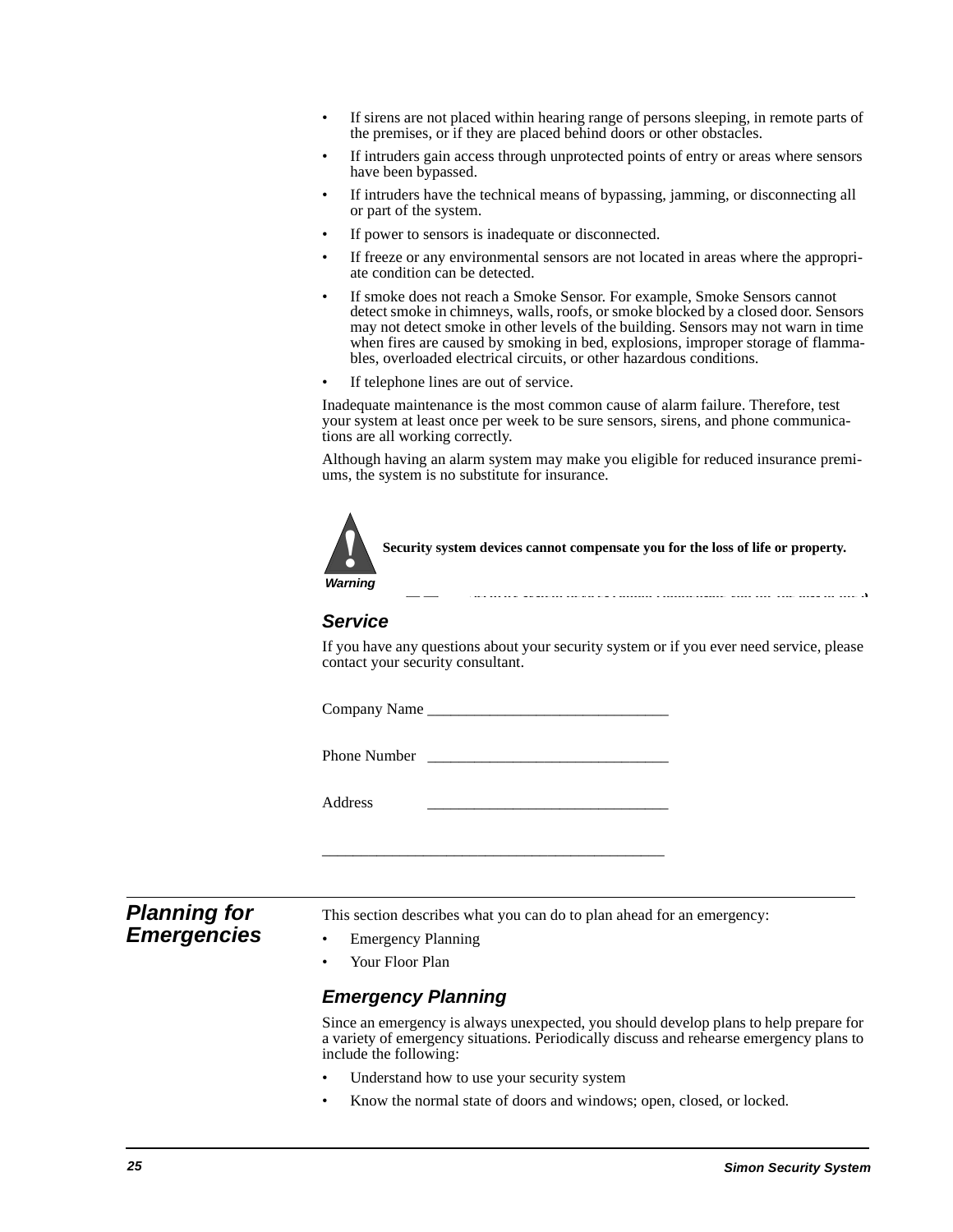- If sirens are not placed within hearing range of persons sleeping, in remote parts of the premises, or if they are placed behind doors or other obstacles.
- If intruders gain access through unprotected points of entry or areas where sensors have been bypassed.
- If intruders have the technical means of bypassing, jamming, or disconnecting all or part of the system.
- If power to sensors is inadequate or disconnected.
- If freeze or any environmental sensors are not located in areas where the appropriate condition can be detected.
- If smoke does not reach a Smoke Sensor. For example, Smoke Sensors cannot detect smoke in chimneys, walls, roofs, or smoke blocked by a closed door. Sensors may not detect smoke in other levels of the building. Sensors may not warn in time when fires are caused by smoking in bed, explosions, improper storage of flammables, overloaded electrical circuits, or other hazardous conditions.
- If telephone lines are out of service.

Inadequate maintenance is the most common cause of alarm failure. Therefore, test your system at least once per week to be sure sensors, sirens, and phone communications are all working correctly.

Although having an alarm system may make you eligible for reduced insurance premiums, the system is no substitute for insurance.

**Warning**

**Security system devices cannot compensate you for the loss of life or property.**

### Service

If you have any questions about your security system or if you ever need service, please contact your security consultant.

Company Name ________________________________

Phone Number ________________________________

Address ________________________________

_____________________________________________

## Planning for Emergencies

This section describes what you can do to plan ahead for an emergency:

- Emergency Planning
- Your Floor Plan

### Emergency Planning

Since an emergency is always unexpected, you should develop plans to help prepare for a variety of emergency situations. Periodically discuss and rehearse emergency plans to include the following:

- Understand how to use your security system
- Know the normal state of doors and windows; open, closed, or locked.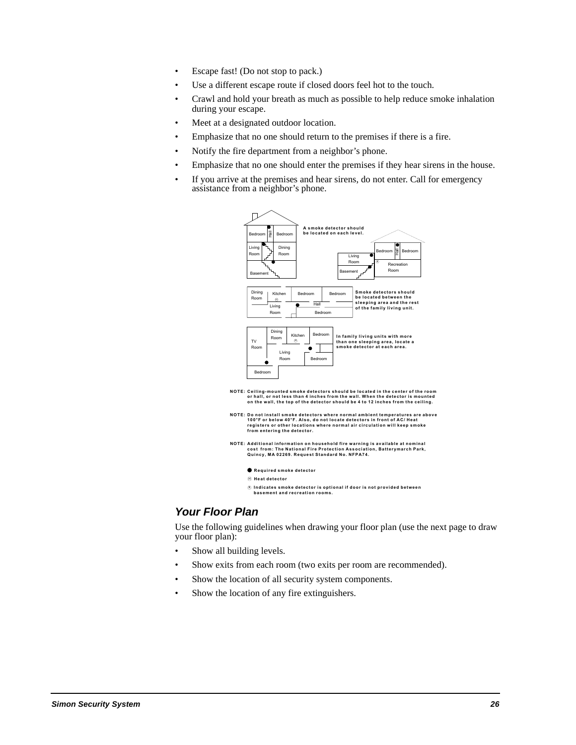- Escape fast! (Do not stop to pack.)
- Use a different escape route if closed doors feel hot to the touch.
- Crawl and hold your breath as much as possible to help reduce smoke inhalation during your escape.
- Meet at a designated outdoor location.
- Emphasize that no one should return to the premises if there is a fire.
- Notify the fire department from a neighbor's phone.
- Emphasize that no one should enter the premises if they hear sirens in the house.
- If you arrive at the premises and hear sirens, do not enter. Call for emergency assistance from a neighbor's phone.

A smoke detector should be located on each level.

Smoke detectors should be located between the sleeping area and the rest of the family living unit.

In family living units with more than one sleeping area, locate a smoke detector at each area.

NOTE: Ceiling-mounted smoke detectors should be located in the center of the room or hall, or not less than 4 inches from the wall. When the detector is mounted on the wall, the top of the detector should be 4 to 12 inches from the ceiling.

NOTE: Do not install smoke detectors where normal ambient temperatures are above 100°F or below 40°F. Also, do not locate detectors in front of AC/Heat registers or other locations where normal air circulation will keep smoke from entering the detector.

NOTE: Additional information on household fire warning is available at nominal cost from: The National Fire Protection Association, Batterymarch Park, Quincy, MA 02269. Request Standard No. NFPA74.

● Required smoke detector

Ⓗ Heat detector

Ⓧ Indicates smoke detector is optional if door is not provided between basement and recreation rooms.

## *Your Floor Plan*

Use the following guidelines when drawing your floor plan (use the next page to draw your floor plan):

- Show all building levels.
- Show exits from each room (two exits per room are recommended).
- Show the location of all security system components.
- Show the location of any fire extinguishers.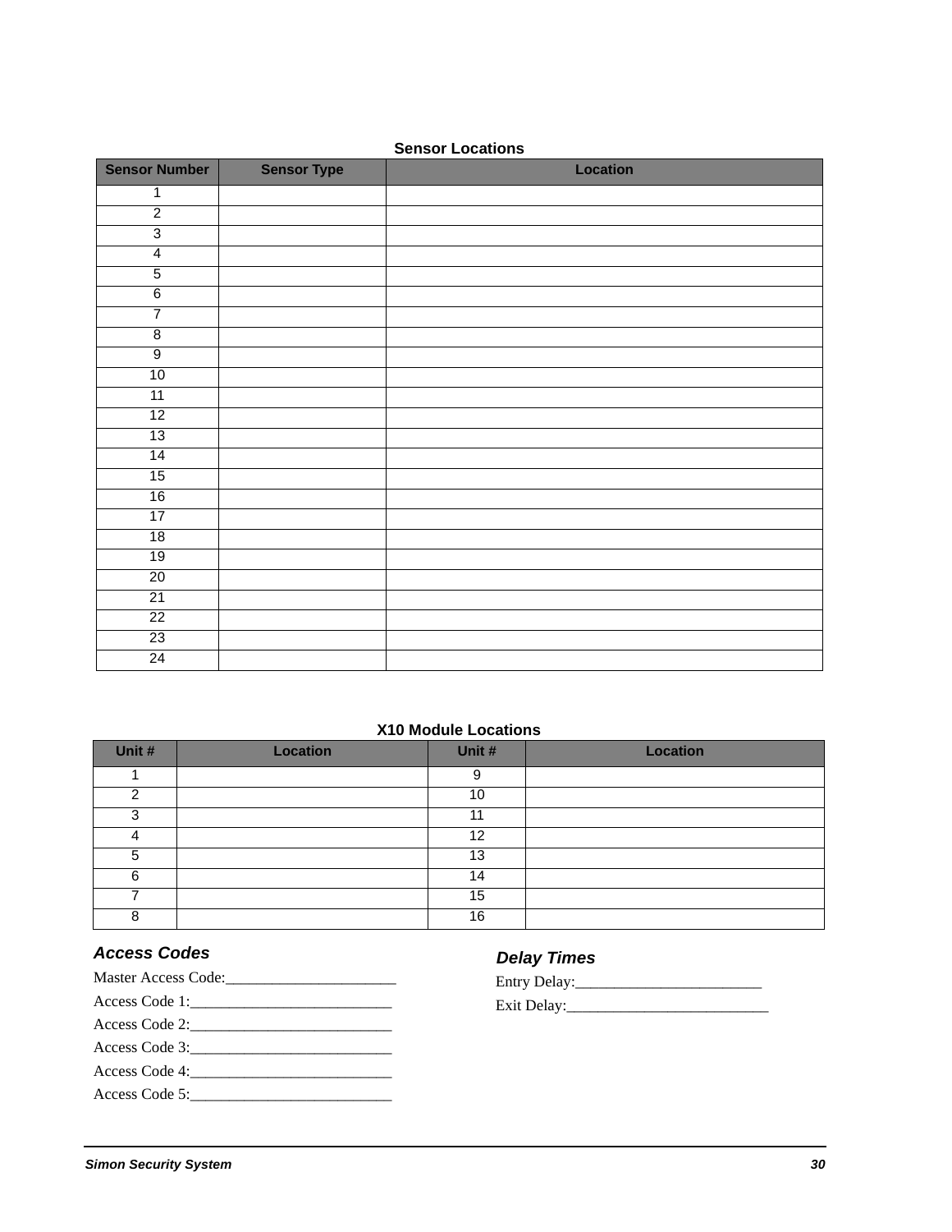**Sensor Locations**

| Sensor Number | Sensor Type | Location |
|---|---|---|
| 1 | | |
| 2 | | |
| 3 | | |
| 4 | | |
| 5 | | |
| 6 | | |
| 7 | | |
| 8 | | |
| 9 | | |
| 10 | | |
| 11 | | |
| 12 | | |
| 13 | | |
| 14 | | |
| 15 | | |
| 16 | | |
| 17 | | |
| 18 | | |
| 19 | | |
| 20 | | |
| 21 | | |
| 22 | | |
| 23 | | |
| 24 | | |

**X10 Module Locations**

| Unit # | Location | Unit # | Location |
|---|---|---|---|
| 1 | | 9 | |
| 2 | | 10 | |
| 3 | | 11 | |
| 4 | | 12 | |
| 5 | | 13 | |
| 6 | | 14 | |
| 7 | | 15 | |
| 8 | | 16 | |

### *Access Codes*

Master Access Code:______________________

Access Code 1:__________________________

Access Code 2:__________________________

Access Code 3:__________________________

Access Code 4:__________________________

Access Code 5:__________________________

### *Delay Times*

Entry Delay:________________________

Exit Delay:___________________________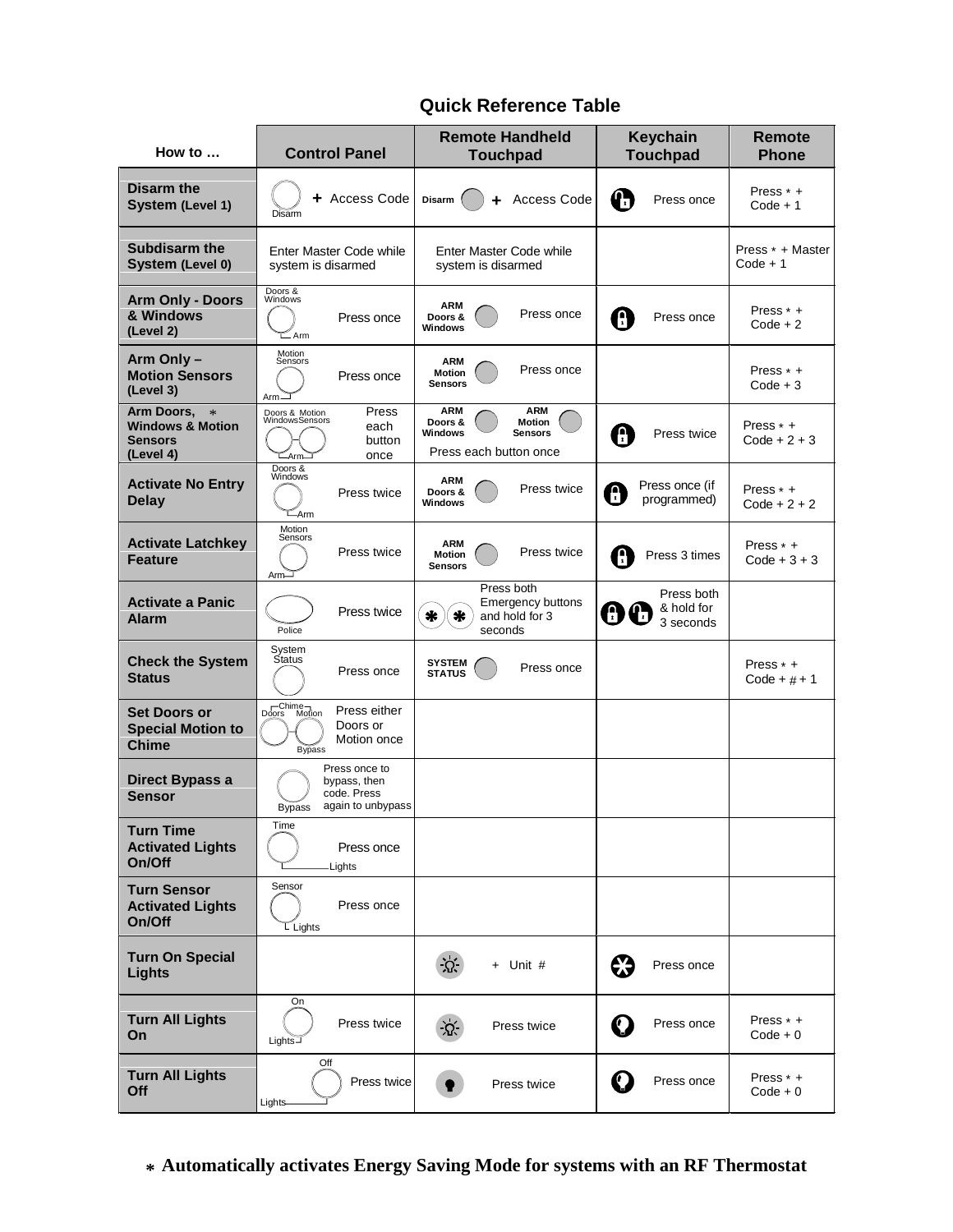## Quick Reference Table

| How to … | Control Panel | Remote Handheld Touchpad | Keychain Touchpad | Remote Phone |
|---|---|---|---|---|
| **Disarm the System (Level 1)** | Disarm + Access Code | Disarm + Access Code | Press once | Press * + Code + 1 |
| **Subdisarm the System (Level 0)** | Enter Master Code while system is disarmed | Enter Master Code while system is disarmed | | Press * + Master Code + 1 |
| **Arm Only - Doors & Windows (Level 2)** | Doors & Windows Arm — Press once | ARM Doors & Windows — Press once | Press once | Press * + Code + 2 |
| **Arm Only – Motion Sensors (Level 3)** | Motion Sensors Arm — Press once | ARM Motion Sensors — Press once | | Press * + Code + 3 |
| **Arm Doors, * Windows & Motion Sensors (Level 4)** | Doors & Windows, Motion Sensors Arm — Press each button once | ARM Doors & Windows, ARM Motion Sensors — Press each button once | Press twice | Press * + Code + 2 + 3 |
| **Activate No Entry Delay** | Doors & Windows Arm — Press twice | ARM Doors & Windows — Press twice | Press once (if programmed) | Press * + Code + 2 + 2 |
| **Activate Latchkey Feature** | Motion Sensors Arm — Press twice | ARM Motion Sensors — Press twice | Press 3 times | Press * + Code + 3 + 3 |
| **Activate a Panic Alarm** | Police — Press twice | Press both Emergency buttons and hold for 3 seconds | Press both & hold for 3 seconds | |
| **Check the System Status** | System Status — Press once | SYSTEM STATUS — Press once | | Press * + Code + # + 1 |
| **Set Doors or Special Motion to Chime** | Chime (Doors / Motion) Bypass — Press either Doors or Motion once | | | |
| **Direct Bypass a Sensor** | Bypass — Press once to bypass, then code. Press again to unbypass | | | |
| **Turn Time Activated Lights On/Off** | Time Lights — Press once | | | |
| **Turn Sensor Activated Lights On/Off** | Sensor Lights — Press once | | | |
| **Turn On Special Lights** | | + Unit # | Press once | |
| **Turn All Lights On** | On Lights — Press twice | Press twice | Press once | Press * + Code + 0 |
| **Turn All Lights Off** | Off Lights — Press twice | Press twice | Press once | Press * + Code + 0 |

**\* Automatically activates Energy Saving Mode for systems with an RF Thermostat**